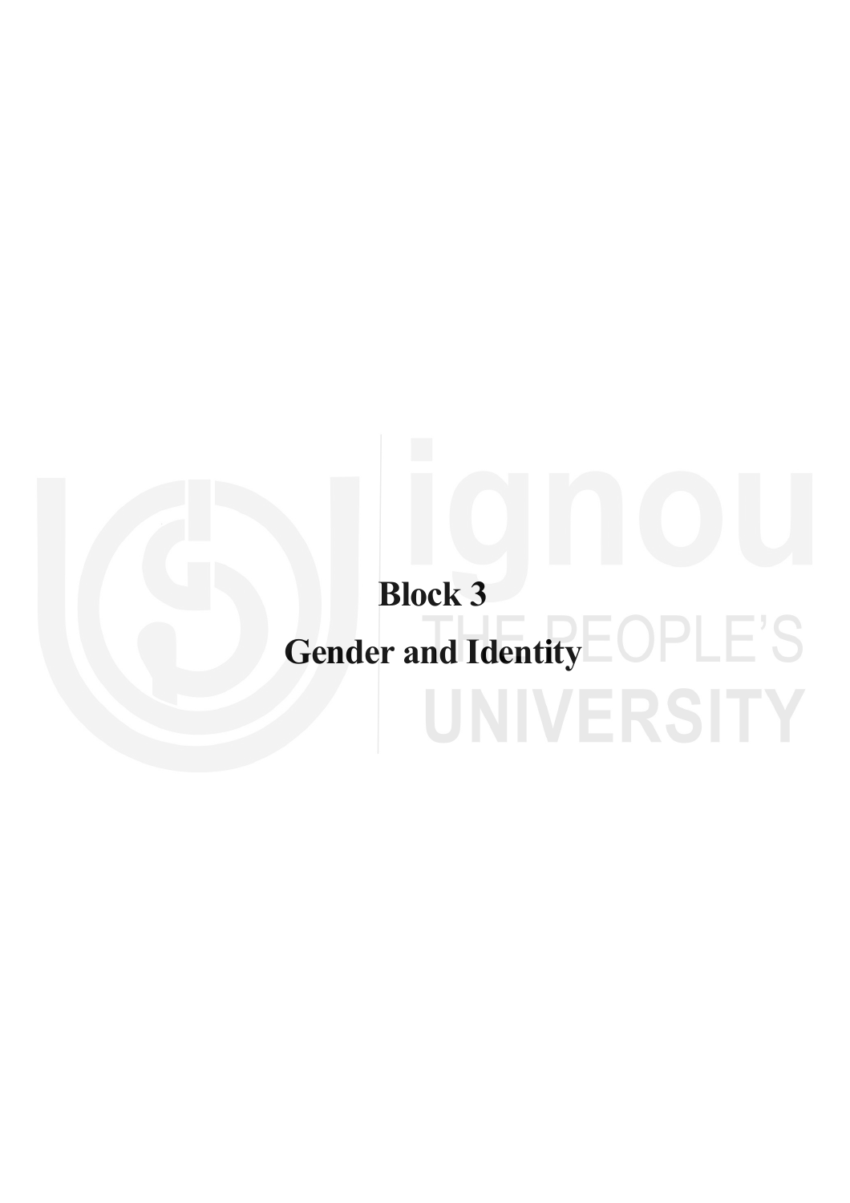# Block 3

# Gender and Identity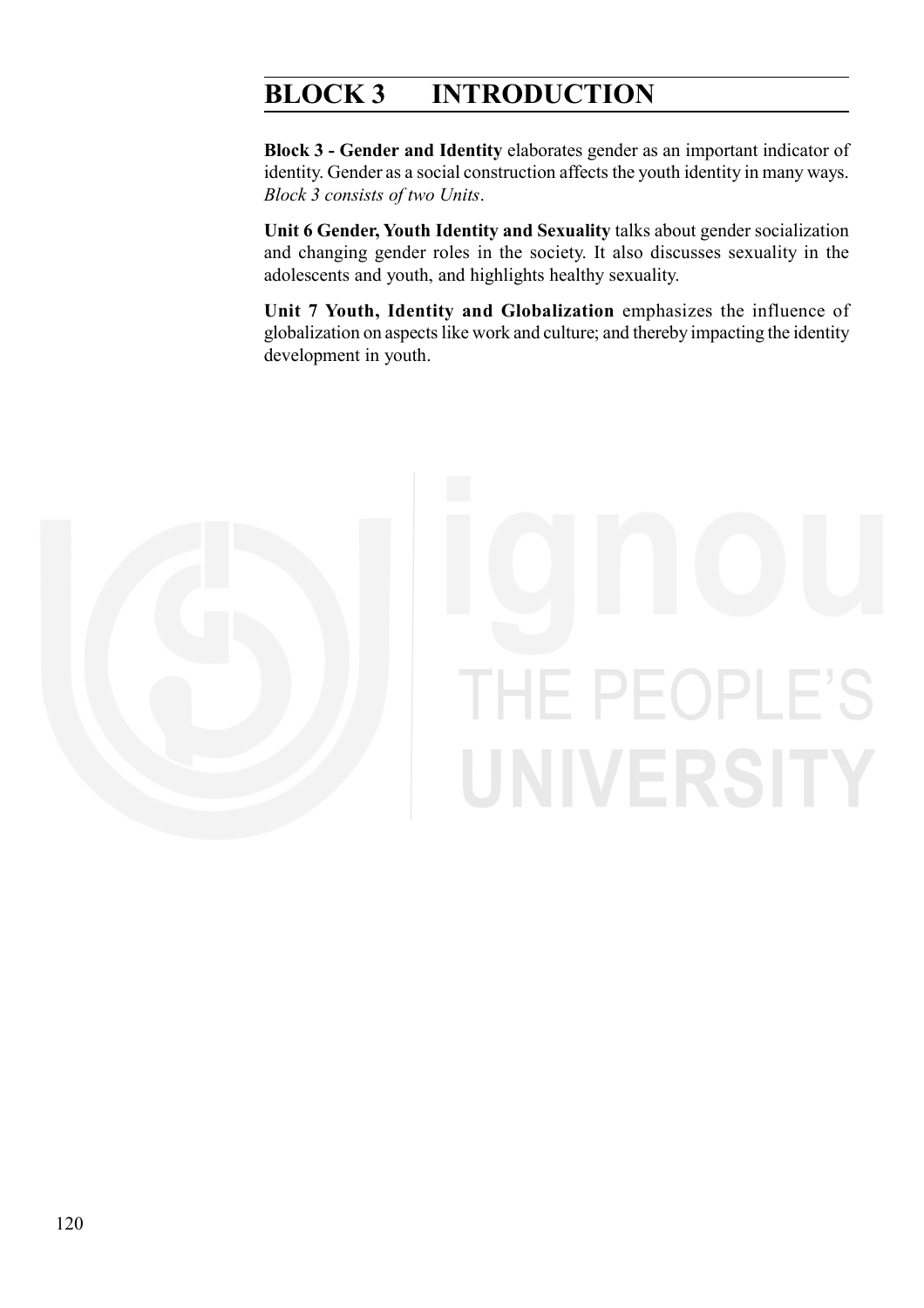# BLOCK 3 INTRODUCTION

**Block 3 - Gender and Identity** elaborates gender as an important indicator of identity. Gender as a social construction affects the youth identity in many ways. *Block 3 consists of two Units*.

**Unit 6 Gender, Youth Identity and Sexuality** talks about gender socialization and changing gender roles in the society. It also discusses sexuality in the adolescents and youth, and highlights healthy sexuality.

**Unit 7 Youth, Identity and Globalization** emphasizes the influence of globalization on aspects like work and culture; and thereby impacting the identity development in youth.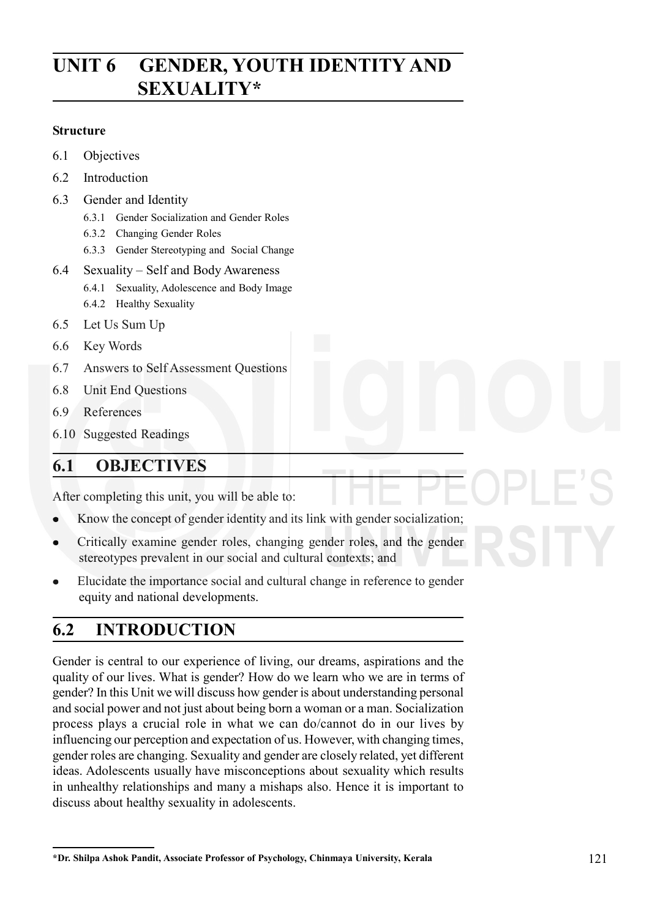# UNIT 6 GENDER, YOUTH IDENTITY AND SEXUALITY*

**Structure**

6.1 Objectives

6.2 Introduction

6.3 Gender and Identity

- 6.3.1 Gender Socialization and Gender Roles
- 6.3.2 Changing Gender Roles
- 6.3.3 Gender Stereotyping and Social Change

6.4 Sexuality – Self and Body Awareness

- 6.4.1 Sexuality, Adolescence and Body Image
- 6.4.2 Healthy Sexuality

6.5 Let Us Sum Up

6.6 Key Words

6.7 Answers to Self Assessment Questions

6.8 Unit End Questions

6.9 References

6.10 Suggested Readings

## 6.1 OBJECTIVES

After completing this unit, you will be able to:

- Know the concept of gender identity and its link with gender socialization;
- Critically examine gender roles, changing gender roles, and the gender stereotypes prevalent in our social and cultural contexts; and
- Elucidate the importance social and cultural change in reference to gender equity and national developments.

## 6.2 INTRODUCTION

Gender is central to our experience of living, our dreams, aspirations and the quality of our lives. What is gender? How do we learn who we are in terms of gender? In this Unit we will discuss how gender is about understanding personal and social power and not just about being born a woman or a man. Socialization process plays a crucial role in what we can do/cannot do in our lives by influencing our perception and expectation of us. However, with changing times, gender roles are changing. Sexuality and gender are closely related, yet different ideas. Adolescents usually have misconceptions about sexuality which results in unhealthy relationships and many a mishaps also. Hence it is important to discuss about healthy sexuality in adolescents.

---

**\*Dr. Shilpa Ashok Pandit, Associate Professor of Psychology, Chinmaya University, Kerala**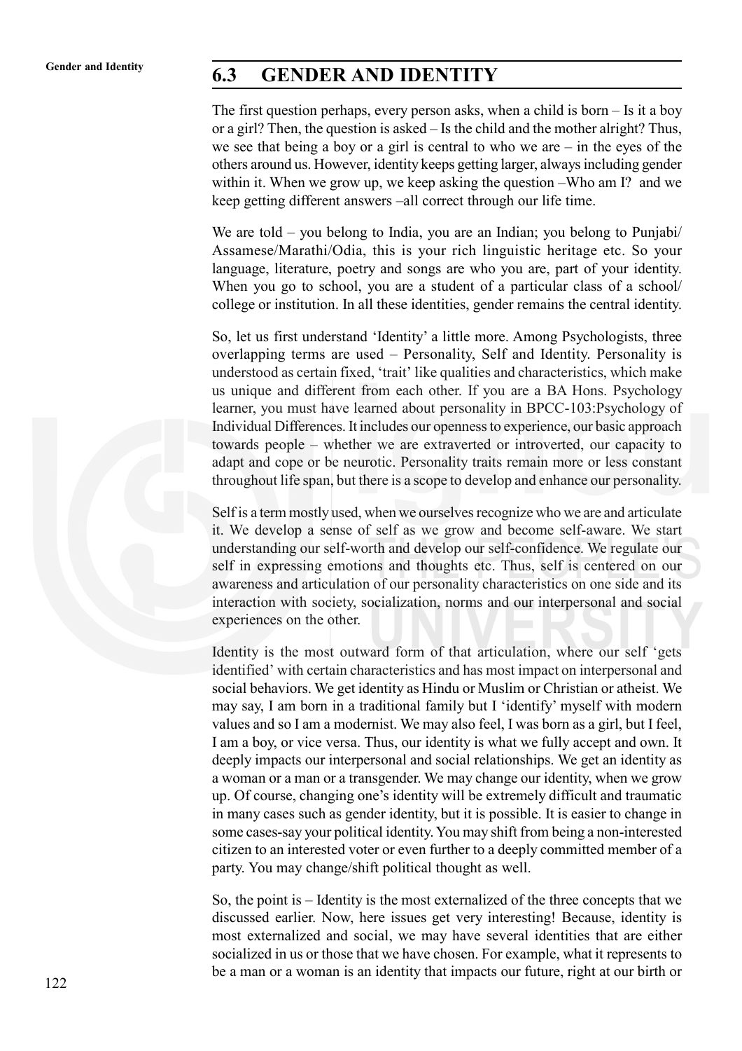## 6.3 GENDER AND IDENTITY

The first question perhaps, every person asks, when a child is born – Is it a boy or a girl? Then, the question is asked – Is the child and the mother alright? Thus, we see that being a boy or a girl is central to who we are – in the eyes of the others around us. However, identity keeps getting larger, always including gender within it. When we grow up, we keep asking the question –Who am I? and we keep getting different answers –all correct through our life time.

We are told – you belong to India, you are an Indian; you belong to Punjabi/ Assamese/Marathi/Odia, this is your rich linguistic heritage etc. So your language, literature, poetry and songs are who you are, part of your identity. When you go to school, you are a student of a particular class of a school/ college or institution. In all these identities, gender remains the central identity.

So, let us first understand 'Identity' a little more. Among Psychologists, three overlapping terms are used – Personality, Self and Identity. Personality is understood as certain fixed, 'trait' like qualities and characteristics, which make us unique and different from each other. If you are a BA Hons. Psychology learner, you must have learned about personality in BPCC-103:Psychology of Individual Differences. It includes our openness to experience, our basic approach towards people – whether we are extraverted or introverted, our capacity to adapt and cope or be neurotic. Personality traits remain more or less constant throughout life span, but there is a scope to develop and enhance our personality.

Self is a term mostly used, when we ourselves recognize who we are and articulate it. We develop a sense of self as we grow and become self-aware. We start understanding our self-worth and develop our self-confidence. We regulate our self in expressing emotions and thoughts etc. Thus, self is centered on our awareness and articulation of our personality characteristics on one side and its interaction with society, socialization, norms and our interpersonal and social experiences on the other.

Identity is the most outward form of that articulation, where our self 'gets identified' with certain characteristics and has most impact on interpersonal and social behaviors. We get identity as Hindu or Muslim or Christian or atheist. We may say, I am born in a traditional family but I 'identify' myself with modern values and so I am a modernist. We may also feel, I was born as a girl, but I feel, I am a boy, or vice versa. Thus, our identity is what we fully accept and own. It deeply impacts our interpersonal and social relationships. We get an identity as a woman or a man or a transgender. We may change our identity, when we grow up. Of course, changing one's identity will be extremely difficult and traumatic in many cases such as gender identity, but it is possible. It is easier to change in some cases-say your political identity. You may shift from being a non-interested citizen to an interested voter or even further to a deeply committed member of a party. You may change/shift political thought as well.

So, the point is – Identity is the most externalized of the three concepts that we discussed earlier. Now, here issues get very interesting! Because, identity is most externalized and social, we may have several identities that are either socialized in us or those that we have chosen. For example, what it represents to be a man or a woman is an identity that impacts our future, right at our birth or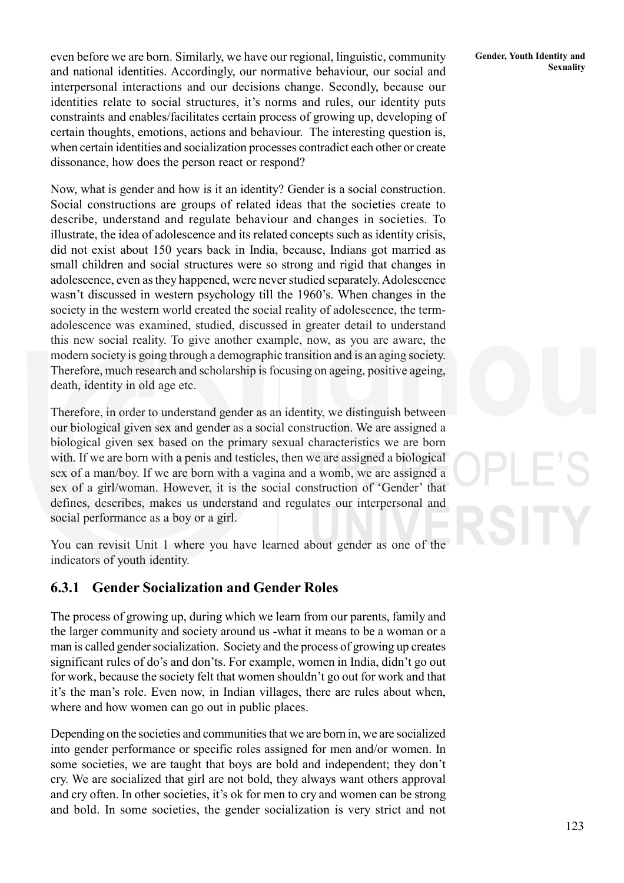even before we are born. Similarly, we have our regional, linguistic, community and national identities. Accordingly, our normative behaviour, our social and interpersonal interactions and our decisions change. Secondly, because our identities relate to social structures, it's norms and rules, our identity puts constraints and enables/facilitates certain process of growing up, developing of certain thoughts, emotions, actions and behaviour. The interesting question is, when certain identities and socialization processes contradict each other or create dissonance, how does the person react or respond?

Now, what is gender and how is it an identity? Gender is a social construction. Social constructions are groups of related ideas that the societies create to describe, understand and regulate behaviour and changes in societies. To illustrate, the idea of adolescence and its related concepts such as identity crisis, did not exist about 150 years back in India, because, Indians got married as small children and social structures were so strong and rigid that changes in adolescence, even as they happened, were never studied separately. Adolescence wasn't discussed in western psychology till the 1960's. When changes in the society in the western world created the social reality of adolescence, the term-adolescence was examined, studied, discussed in greater detail to understand this new social reality. To give another example, now, as you are aware, the modern society is going through a demographic transition and is an aging society. Therefore, much research and scholarship is focusing on ageing, positive ageing, death, identity in old age etc.

Therefore, in order to understand gender as an identity, we distinguish between our biological given sex and gender as a social construction. We are assigned a biological given sex based on the primary sexual characteristics we are born with. If we are born with a penis and testicles, then we are assigned a biological sex of a man/boy. If we are born with a vagina and a womb, we are assigned a sex of a girl/woman. However, it is the social construction of 'Gender' that defines, describes, makes us understand and regulates our interpersonal and social performance as a boy or a girl.

You can revisit Unit 1 where you have learned about gender as one of the indicators of youth identity.

### 6.3.1 Gender Socialization and Gender Roles

The process of growing up, during which we learn from our parents, family and the larger community and society around us -what it means to be a woman or a man is called gender socialization. Society and the process of growing up creates significant rules of do's and don'ts. For example, women in India, didn't go out for work, because the society felt that women shouldn't go out for work and that it's the man's role. Even now, in Indian villages, there are rules about when, where and how women can go out in public places.

Depending on the societies and communities that we are born in, we are socialized into gender performance or specific roles assigned for men and/or women. In some societies, we are taught that boys are bold and independent; they don't cry. We are socialized that girl are not bold, they always want others approval and cry often. In other societies, it's ok for men to cry and women can be strong and bold. In some societies, the gender socialization is very strict and not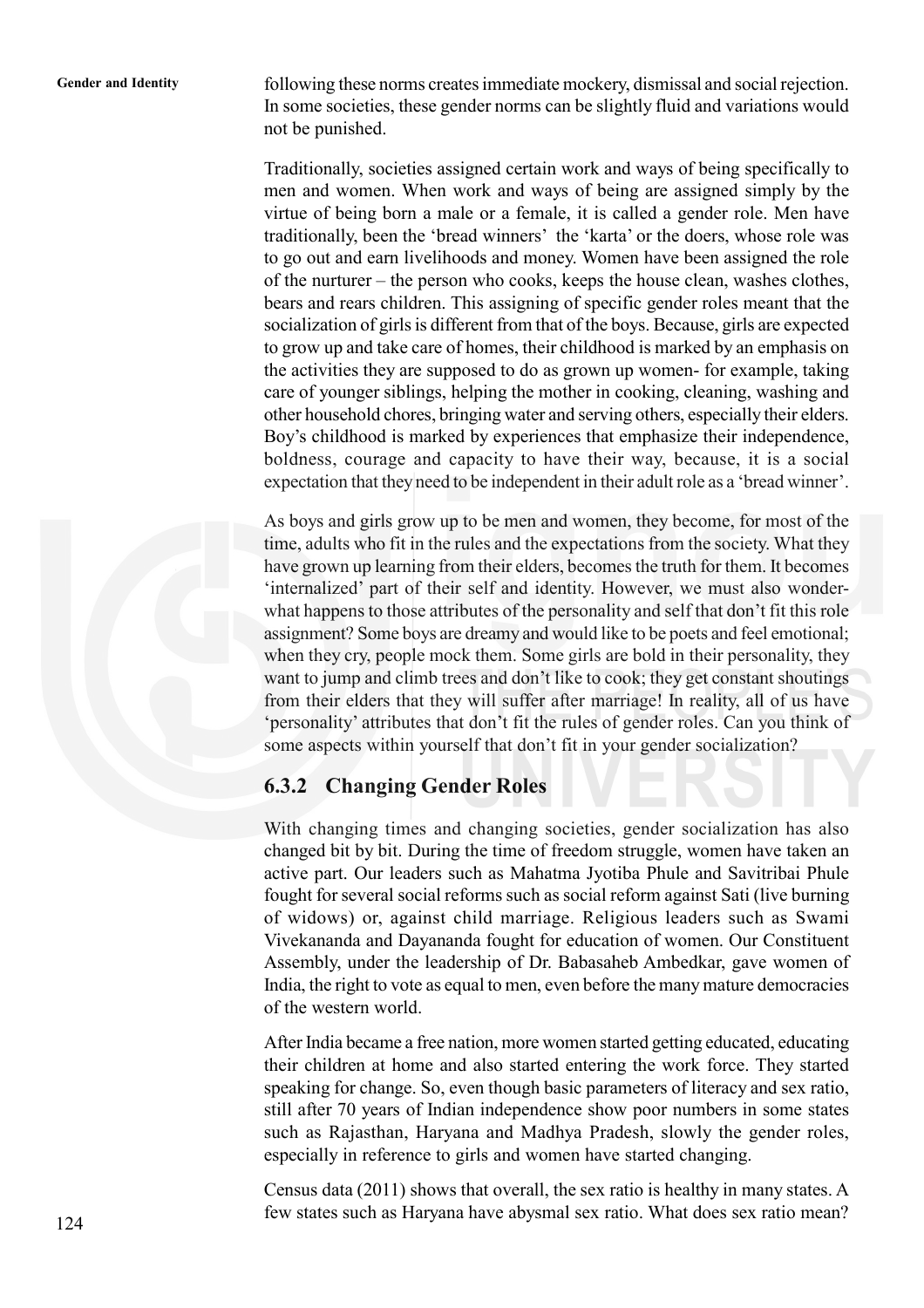following these norms creates immediate mockery, dismissal and social rejection. In some societies, these gender norms can be slightly fluid and variations would not be punished.

Traditionally, societies assigned certain work and ways of being specifically to men and women. When work and ways of being are assigned simply by the virtue of being born a male or a female, it is called a gender role. Men have traditionally, been the 'bread winners' the 'karta' or the doers, whose role was to go out and earn livelihoods and money. Women have been assigned the role of the nurturer – the person who cooks, keeps the house clean, washes clothes, bears and rears children. This assigning of specific gender roles meant that the socialization of girls is different from that of the boys. Because, girls are expected to grow up and take care of homes, their childhood is marked by an emphasis on the activities they are supposed to do as grown up women- for example, taking care of younger siblings, helping the mother in cooking, cleaning, washing and other household chores, bringing water and serving others, especially their elders. Boy's childhood is marked by experiences that emphasize their independence, boldness, courage and capacity to have their way, because, it is a social expectation that they need to be independent in their adult role as a 'bread winner'.

As boys and girls grow up to be men and women, they become, for most of the time, adults who fit in the rules and the expectations from the society. What they have grown up learning from their elders, becomes the truth for them. It becomes 'internalized' part of their self and identity. However, we must also wonder- what happens to those attributes of the personality and self that don't fit this role assignment? Some boys are dreamy and would like to be poets and feel emotional; when they cry, people mock them. Some girls are bold in their personality, they want to jump and climb trees and don't like to cook; they get constant shoutings from their elders that they will suffer after marriage! In reality, all of us have 'personality' attributes that don't fit the rules of gender roles. Can you think of some aspects within yourself that don't fit in your gender socialization?

### 6.3.2 Changing Gender Roles

With changing times and changing societies, gender socialization has also changed bit by bit. During the time of freedom struggle, women have taken an active part. Our leaders such as Mahatma Jyotiba Phule and Savitribai Phule fought for several social reforms such as social reform against Sati (live burning of widows) or, against child marriage. Religious leaders such as Swami Vivekananda and Dayananda fought for education of women. Our Constituent Assembly, under the leadership of Dr. Babasaheb Ambedkar, gave women of India, the right to vote as equal to men, even before the many mature democracies of the western world.

After India became a free nation, more women started getting educated, educating their children at home and also started entering the work force. They started speaking for change. So, even though basic parameters of literacy and sex ratio, still after 70 years of Indian independence show poor numbers in some states such as Rajasthan, Haryana and Madhya Pradesh, slowly the gender roles, especially in reference to girls and women have started changing.

Census data (2011) shows that overall, the sex ratio is healthy in many states. A few states such as Haryana have abysmal sex ratio. What does sex ratio mean?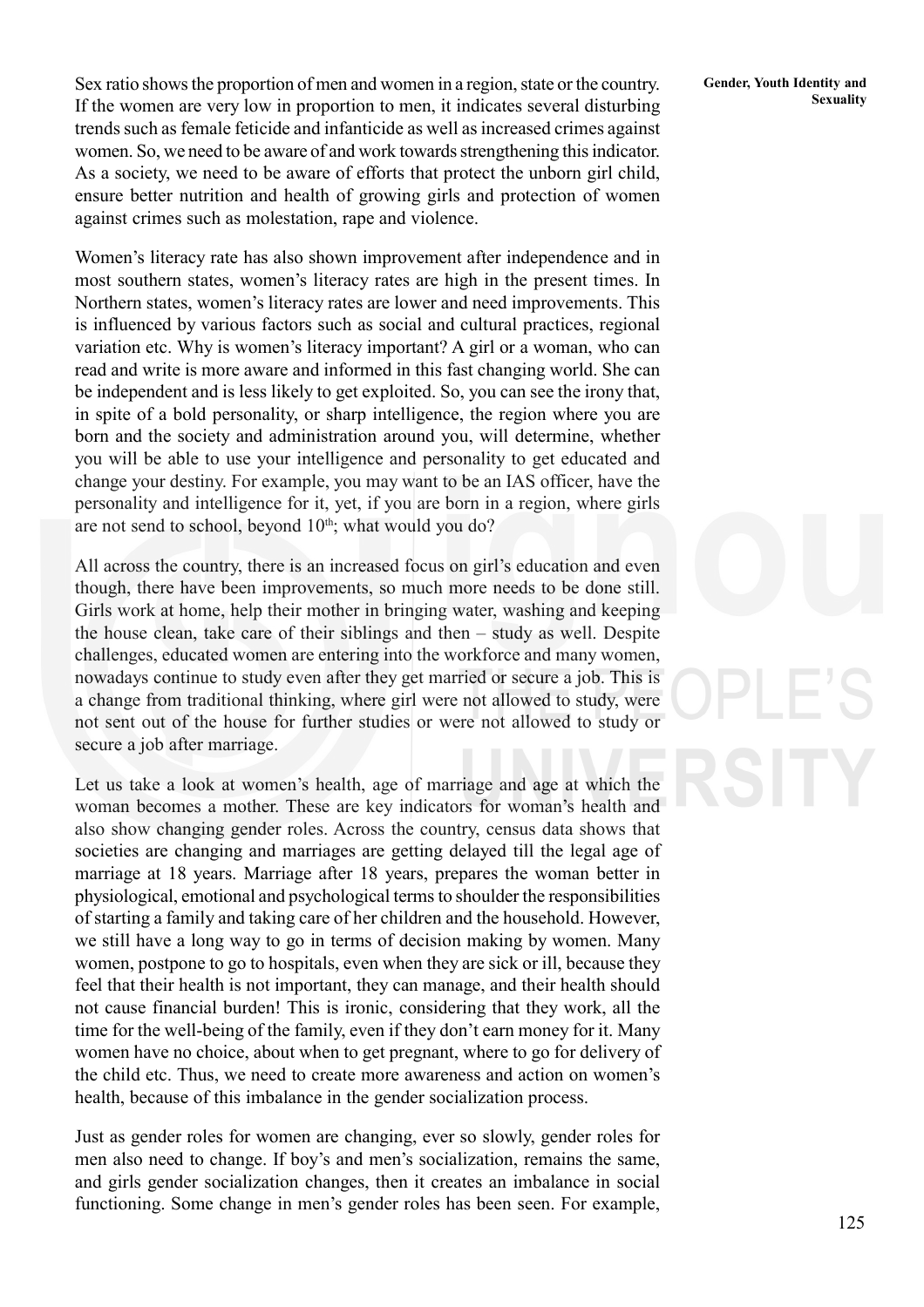Sex ratio shows the proportion of men and women in a region, state or the country. If the women are very low in proportion to men, it indicates several disturbing trends such as female feticide and infanticide as well as increased crimes against women. So, we need to be aware of and work towards strengthening this indicator. As a society, we need to be aware of efforts that protect the unborn girl child, ensure better nutrition and health of growing girls and protection of women against crimes such as molestation, rape and violence.

Women's literacy rate has also shown improvement after independence and in most southern states, women's literacy rates are high in the present times. In Northern states, women's literacy rates are lower and need improvements. This is influenced by various factors such as social and cultural practices, regional variation etc. Why is women's literacy important? A girl or a woman, who can read and write is more aware and informed in this fast changing world. She can be independent and is less likely to get exploited. So, you can see the irony that, in spite of a bold personality, or sharp intelligence, the region where you are born and the society and administration around you, will determine, whether you will be able to use your intelligence and personality to get educated and change your destiny. For example, you may want to be an IAS officer, have the personality and intelligence for it, yet, if you are born in a region, where girls are not send to school, beyond 10th; what would you do?

All across the country, there is an increased focus on girl's education and even though, there have been improvements, so much more needs to be done still. Girls work at home, help their mother in bringing water, washing and keeping the house clean, take care of their siblings and then – study as well. Despite challenges, educated women are entering into the workforce and many women, nowadays continue to study even after they get married or secure a job. This is a change from traditional thinking, where girl were not allowed to study, were not sent out of the house for further studies or were not allowed to study or secure a job after marriage.

Let us take a look at women's health, age of marriage and age at which the woman becomes a mother. These are key indicators for woman's health and also show changing gender roles. Across the country, census data shows that societies are changing and marriages are getting delayed till the legal age of marriage at 18 years. Marriage after 18 years, prepares the woman better in physiological, emotional and psychological terms to shoulder the responsibilities of starting a family and taking care of her children and the household. However, we still have a long way to go in terms of decision making by women. Many women, postpone to go to hospitals, even when they are sick or ill, because they feel that their health is not important, they can manage, and their health should not cause financial burden! This is ironic, considering that they work, all the time for the well-being of the family, even if they don't earn money for it. Many women have no choice, about when to get pregnant, where to go for delivery of the child etc. Thus, we need to create more awareness and action on women's health, because of this imbalance in the gender socialization process.

Just as gender roles for women are changing, ever so slowly, gender roles for men also need to change. If boy's and men's socialization, remains the same, and girls gender socialization changes, then it creates an imbalance in social functioning. Some change in men's gender roles has been seen. For example,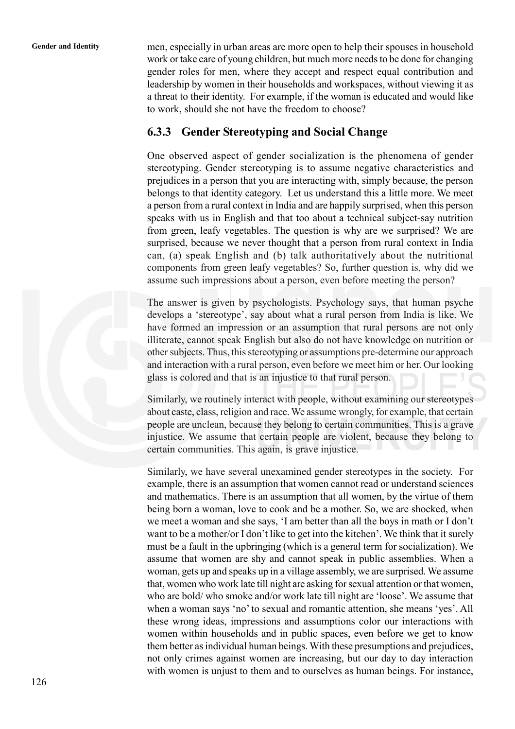men, especially in urban areas are more open to help their spouses in household work or take care of young children, but much more needs to be done for changing gender roles for men, where they accept and respect equal contribution and leadership by women in their households and workspaces, without viewing it as a threat to their identity. For example, if the woman is educated and would like to work, should she not have the freedom to choose?

### 6.3.3 Gender Stereotyping and Social Change

One observed aspect of gender socialization is the phenomena of gender stereotyping. Gender stereotyping is to assume negative characteristics and prejudices in a person that you are interacting with, simply because, the person belongs to that identity category. Let us understand this a little more. We meet a person from a rural context in India and are happily surprised, when this person speaks with us in English and that too about a technical subject-say nutrition from green, leafy vegetables. The question is why are we surprised? We are surprised, because we never thought that a person from rural context in India can, (a) speak English and (b) talk authoritatively about the nutritional components from green leafy vegetables? So, further question is, why did we assume such impressions about a person, even before meeting the person?

The answer is given by psychologists. Psychology says, that human psyche develops a 'stereotype', say about what a rural person from India is like. We have formed an impression or an assumption that rural persons are not only illiterate, cannot speak English but also do not have knowledge on nutrition or other subjects. Thus, this stereotyping or assumptions pre-determine our approach and interaction with a rural person, even before we meet him or her. Our looking glass is colored and that is an injustice to that rural person.

Similarly, we routinely interact with people, without examining our stereotypes about caste, class, religion and race. We assume wrongly, for example, that certain people are unclean, because they belong to certain communities. This is a grave injustice. We assume that certain people are violent, because they belong to certain communities. This again, is grave injustice.

Similarly, we have several unexamined gender stereotypes in the society. For example, there is an assumption that women cannot read or understand sciences and mathematics. There is an assumption that all women, by the virtue of them being born a woman, love to cook and be a mother. So, we are shocked, when we meet a woman and she says, 'I am better than all the boys in math or I don't want to be a mother/or I don't like to get into the kitchen'. We think that it surely must be a fault in the upbringing (which is a general term for socialization). We assume that women are shy and cannot speak in public assemblies. When a woman, gets up and speaks up in a village assembly, we are surprised. We assume that, women who work late till night are asking for sexual attention or that women, who are bold/ who smoke and/or work late till night are 'loose'. We assume that when a woman says 'no' to sexual and romantic attention, she means 'yes'. All these wrong ideas, impressions and assumptions color our interactions with women within households and in public spaces, even before we get to know them better as individual human beings. With these presumptions and prejudices, not only crimes against women are increasing, but our day to day interaction with women is unjust to them and to ourselves as human beings. For instance,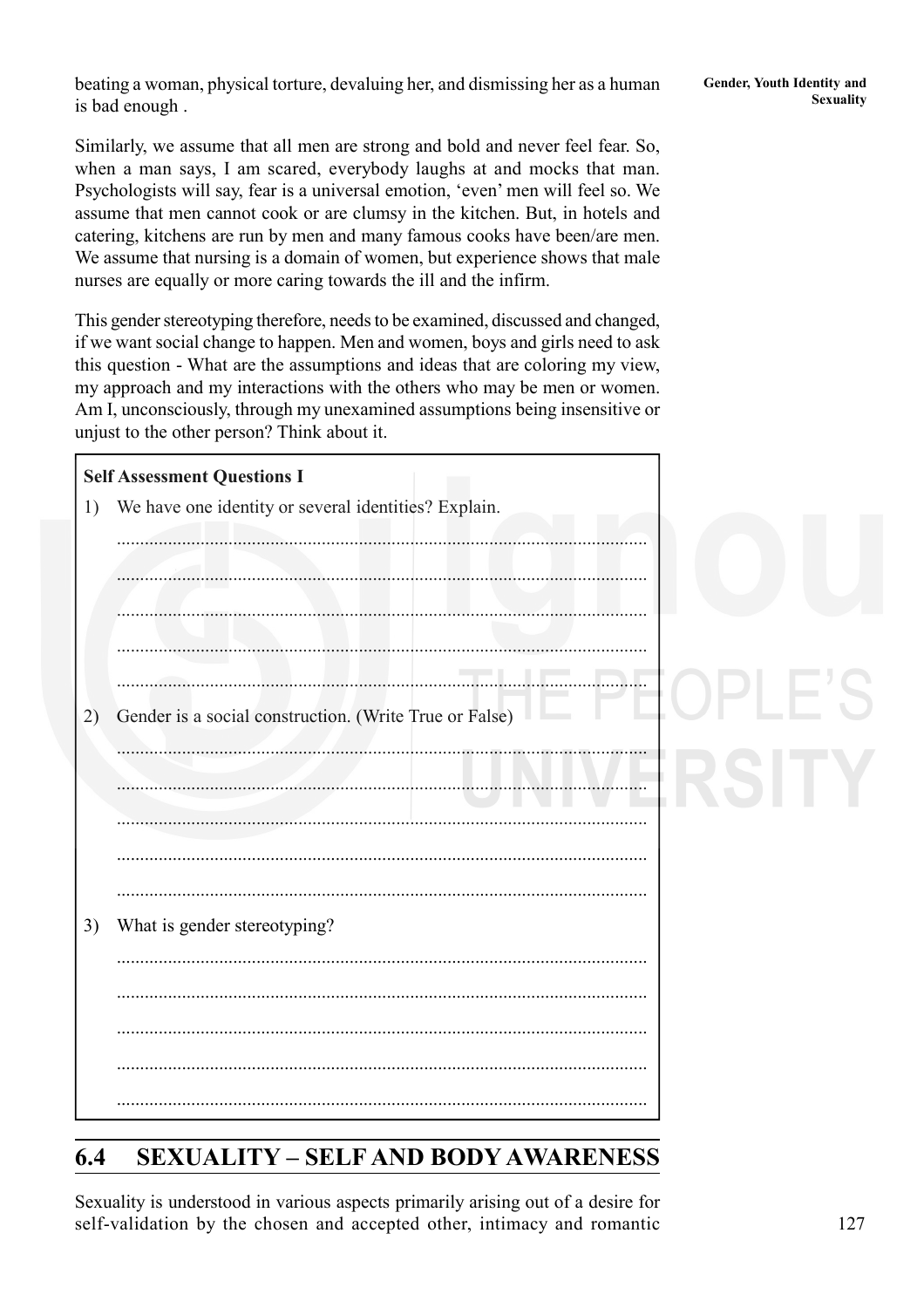beating a woman, physical torture, devaluing her, and dismissing her as a human is bad enough .

Similarly, we assume that all men are strong and bold and never feel fear. So, when a man says, I am scared, everybody laughs at and mocks that man. Psychologists will say, fear is a universal emotion, 'even' men will feel so. We assume that men cannot cook or are clumsy in the kitchen. But, in hotels and catering, kitchens are run by men and many famous cooks have been/are men. We assume that nursing is a domain of women, but experience shows that male nurses are equally or more caring towards the ill and the infirm.

This gender stereotyping therefore, needs to be examined, discussed and changed, if we want social change to happen. Men and women, boys and girls need to ask this question - What are the assumptions and ideas that are coloring my view, my approach and my interactions with the others who may be men or women. Am I, unconsciously, through my unexamined assumptions being insensitive or unjust to the other person? Think about it.

**Self Assessment Questions I**

1) We have one identity or several identities? Explain.

..........................................................................................................

..........................................................................................................

..........................................................................................................

..........................................................................................................

..........................................................................................................

2) Gender is a social construction. (Write True or False)

..........................................................................................................

..........................................................................................................

..........................................................................................................

..........................................................................................................

..........................................................................................................

3) What is gender stereotyping?

..........................................................................................................

..........................................................................................................

..........................................................................................................

..........................................................................................................

..........................................................................................................

## 6.4 SEXUALITY – SELF AND BODY AWARENESS

Sexuality is understood in various aspects primarily arising out of a desire for self-validation by the chosen and accepted other, intimacy and romantic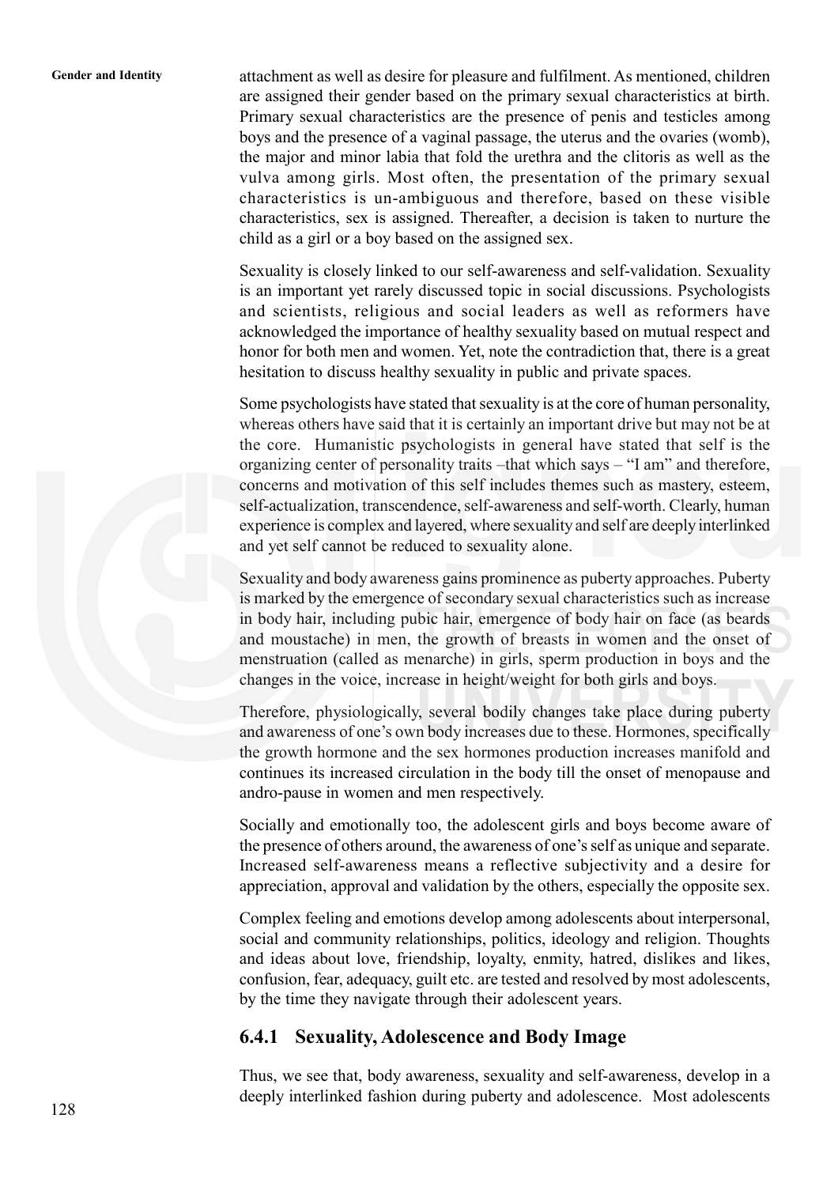attachment as well as desire for pleasure and fulfilment. As mentioned, children are assigned their gender based on the primary sexual characteristics at birth. Primary sexual characteristics are the presence of penis and testicles among boys and the presence of a vaginal passage, the uterus and the ovaries (womb), the major and minor labia that fold the urethra and the clitoris as well as the vulva among girls. Most often, the presentation of the primary sexual characteristics is un-ambiguous and therefore, based on these visible characteristics, sex is assigned. Thereafter, a decision is taken to nurture the child as a girl or a boy based on the assigned sex.

Sexuality is closely linked to our self-awareness and self-validation. Sexuality is an important yet rarely discussed topic in social discussions. Psychologists and scientists, religious and social leaders as well as reformers have acknowledged the importance of healthy sexuality based on mutual respect and honor for both men and women. Yet, note the contradiction that, there is a great hesitation to discuss healthy sexuality in public and private spaces.

Some psychologists have stated that sexuality is at the core of human personality, whereas others have said that it is certainly an important drive but may not be at the core. Humanistic psychologists in general have stated that self is the organizing center of personality traits –that which says – "I am" and therefore, concerns and motivation of this self includes themes such as mastery, esteem, self-actualization, transcendence, self-awareness and self-worth. Clearly, human experience is complex and layered, where sexuality and self are deeply interlinked and yet self cannot be reduced to sexuality alone.

Sexuality and body awareness gains prominence as puberty approaches. Puberty is marked by the emergence of secondary sexual characteristics such as increase in body hair, including pubic hair, emergence of body hair on face (as beards and moustache) in men, the growth of breasts in women and the onset of menstruation (called as menarche) in girls, sperm production in boys and the changes in the voice, increase in height/weight for both girls and boys.

Therefore, physiologically, several bodily changes take place during puberty and awareness of one's own body increases due to these. Hormones, specifically the growth hormone and the sex hormones production increases manifold and continues its increased circulation in the body till the onset of menopause and andro-pause in women and men respectively.

Socially and emotionally too, the adolescent girls and boys become aware of the presence of others around, the awareness of one's self as unique and separate. Increased self-awareness means a reflective subjectivity and a desire for appreciation, approval and validation by the others, especially the opposite sex.

Complex feeling and emotions develop among adolescents about interpersonal, social and community relationships, politics, ideology and religion. Thoughts and ideas about love, friendship, loyalty, enmity, hatred, dislikes and likes, confusion, fear, adequacy, guilt etc. are tested and resolved by most adolescents, by the time they navigate through their adolescent years.

### 6.4.1 Sexuality, Adolescence and Body Image

Thus, we see that, body awareness, sexuality and self-awareness, develop in a deeply interlinked fashion during puberty and adolescence. Most adolescents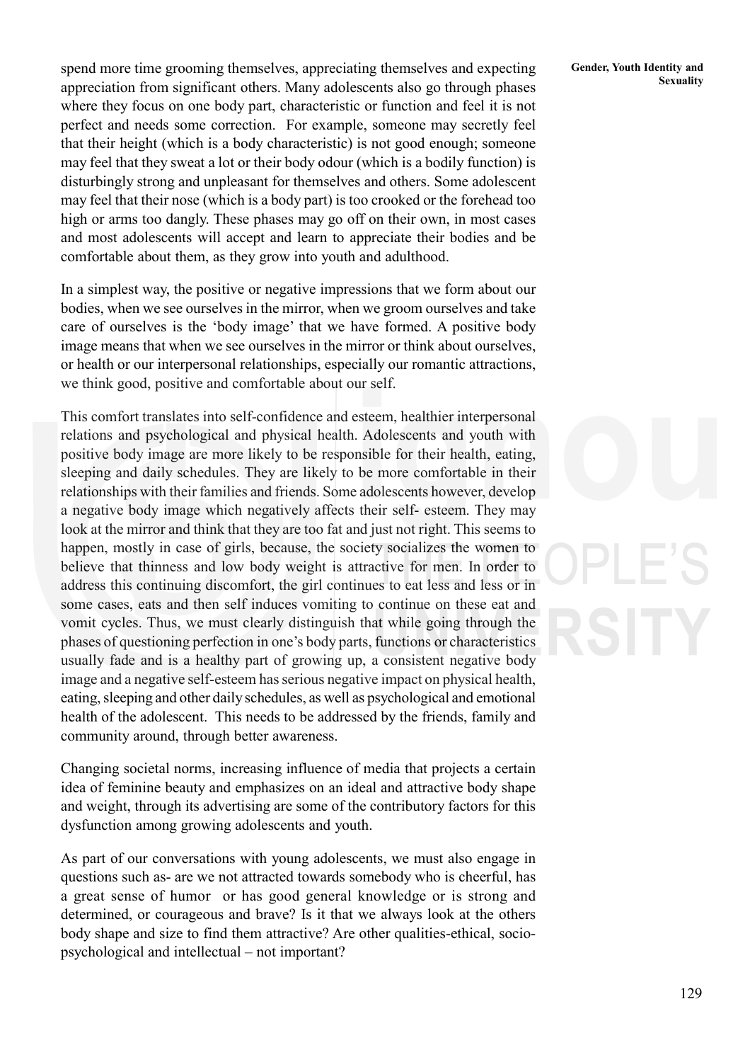spend more time grooming themselves, appreciating themselves and expecting appreciation from significant others. Many adolescents also go through phases where they focus on one body part, characteristic or function and feel it is not perfect and needs some correction. For example, someone may secretly feel that their height (which is a body characteristic) is not good enough; someone may feel that they sweat a lot or their body odour (which is a bodily function) is disturbingly strong and unpleasant for themselves and others. Some adolescent may feel that their nose (which is a body part) is too crooked or the forehead too high or arms too dangly. These phases may go off on their own, in most cases and most adolescents will accept and learn to appreciate their bodies and be comfortable about them, as they grow into youth and adulthood.

In a simplest way, the positive or negative impressions that we form about our bodies, when we see ourselves in the mirror, when we groom ourselves and take care of ourselves is the 'body image' that we have formed. A positive body image means that when we see ourselves in the mirror or think about ourselves, or health or our interpersonal relationships, especially our romantic attractions, we think good, positive and comfortable about our self.

This comfort translates into self-confidence and esteem, healthier interpersonal relations and psychological and physical health. Adolescents and youth with positive body image are more likely to be responsible for their health, eating, sleeping and daily schedules. They are likely to be more comfortable in their relationships with their families and friends. Some adolescents however, develop a negative body image which negatively affects their self- esteem. They may look at the mirror and think that they are too fat and just not right. This seems to happen, mostly in case of girls, because, the society socializes the women to believe that thinness and low body weight is attractive for men. In order to address this continuing discomfort, the girl continues to eat less and less or in some cases, eats and then self induces vomiting to continue on these eat and vomit cycles. Thus, we must clearly distinguish that while going through the phases of questioning perfection in one's body parts, functions or characteristics usually fade and is a healthy part of growing up, a consistent negative body image and a negative self-esteem has serious negative impact on physical health, eating, sleeping and other daily schedules, as well as psychological and emotional health of the adolescent. This needs to be addressed by the friends, family and community around, through better awareness.

Changing societal norms, increasing influence of media that projects a certain idea of feminine beauty and emphasizes on an ideal and attractive body shape and weight, through its advertising are some of the contributory factors for this dysfunction among growing adolescents and youth.

As part of our conversations with young adolescents, we must also engage in questions such as- are we not attracted towards somebody who is cheerful, has a great sense of humor or has good general knowledge or is strong and determined, or courageous and brave? Is it that we always look at the others body shape and size to find them attractive? Are other qualities-ethical, socio-psychological and intellectual – not important?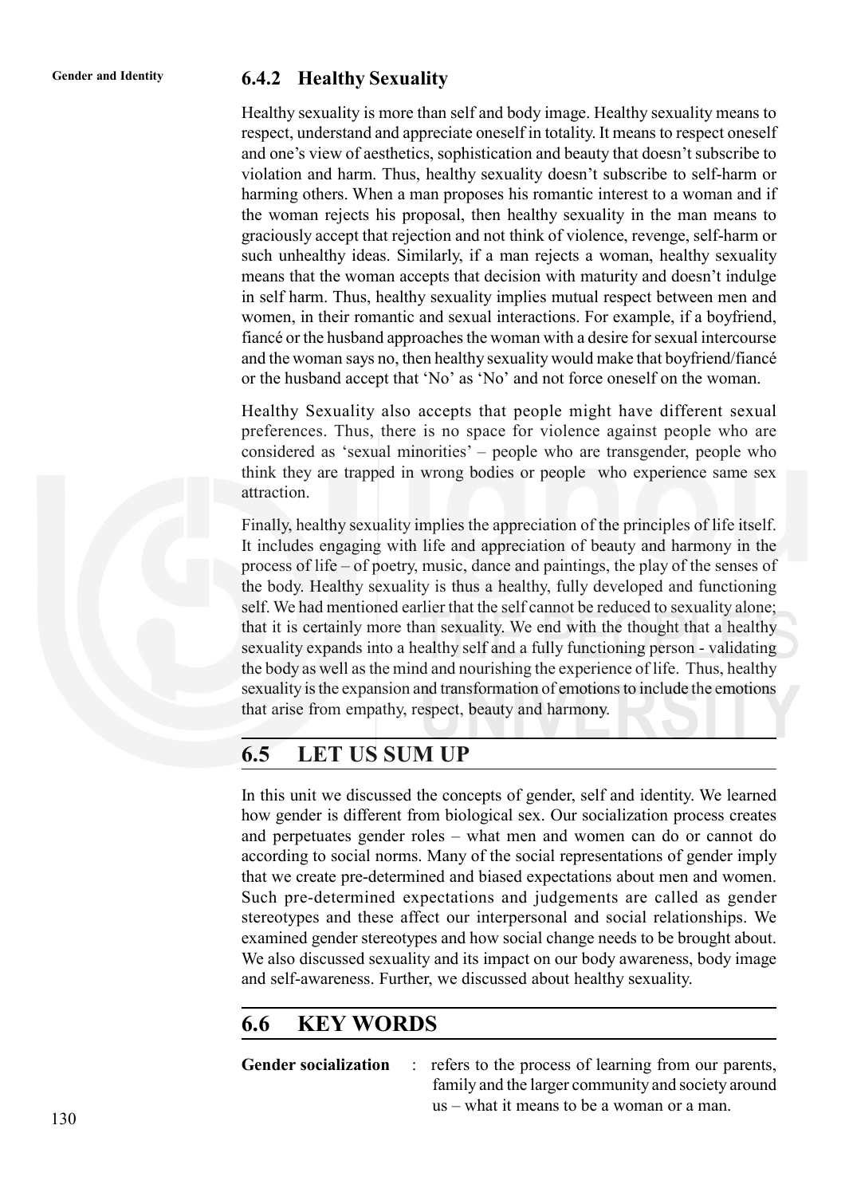### 6.4.2 Healthy Sexuality

Healthy sexuality is more than self and body image. Healthy sexuality means to respect, understand and appreciate oneself in totality. It means to respect oneself and one's view of aesthetics, sophistication and beauty that doesn't subscribe to violation and harm. Thus, healthy sexuality doesn't subscribe to self-harm or harming others. When a man proposes his romantic interest to a woman and if the woman rejects his proposal, then healthy sexuality in the man means to graciously accept that rejection and not think of violence, revenge, self-harm or such unhealthy ideas. Similarly, if a man rejects a woman, healthy sexuality means that the woman accepts that decision with maturity and doesn't indulge in self harm. Thus, healthy sexuality implies mutual respect between men and women, in their romantic and sexual interactions. For example, if a boyfriend, fiancé or the husband approaches the woman with a desire for sexual intercourse and the woman says no, then healthy sexuality would make that boyfriend/fiancé or the husband accept that 'No' as 'No' and not force oneself on the woman.

Healthy Sexuality also accepts that people might have different sexual preferences. Thus, there is no space for violence against people who are considered as 'sexual minorities' – people who are transgender, people who think they are trapped in wrong bodies or people who experience same sex attraction.

Finally, healthy sexuality implies the appreciation of the principles of life itself. It includes engaging with life and appreciation of beauty and harmony in the process of life – of poetry, music, dance and paintings, the play of the senses of the body. Healthy sexuality is thus a healthy, fully developed and functioning self. We had mentioned earlier that the self cannot be reduced to sexuality alone; that it is certainly more than sexuality. We end with the thought that a healthy sexuality expands into a healthy self and a fully functioning person - validating the body as well as the mind and nourishing the experience of life. Thus, healthy sexuality is the expansion and transformation of emotions to include the emotions that arise from empathy, respect, beauty and harmony.

## 6.5 LET US SUM UP

In this unit we discussed the concepts of gender, self and identity. We learned how gender is different from biological sex. Our socialization process creates and perpetuates gender roles – what men and women can do or cannot do according to social norms. Many of the social representations of gender imply that we create pre-determined and biased expectations about men and women. Such pre-determined expectations and judgements are called as gender stereotypes and these affect our interpersonal and social relationships. We examined gender stereotypes and how social change needs to be brought about. We also discussed sexuality and its impact on our body awareness, body image and self-awareness. Further, we discussed about healthy sexuality.

## 6.6 KEY WORDS

**Gender socialization** : refers to the process of learning from our parents, family and the larger community and society around us – what it means to be a woman or a man.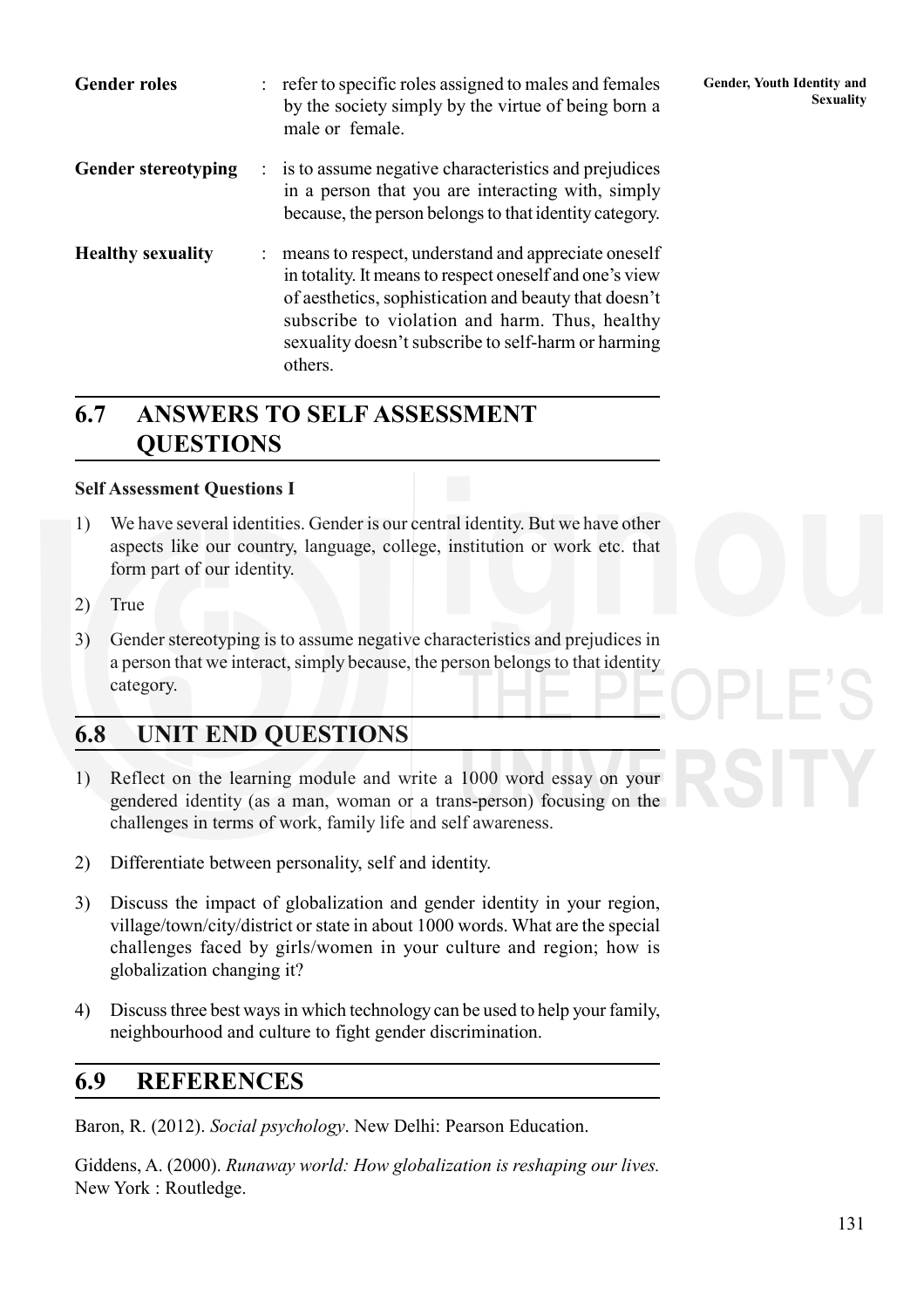**Gender roles** : refer to specific roles assigned to males and females by the society simply by the virtue of being born a male or female.

**Gender stereotyping** : is to assume negative characteristics and prejudices in a person that you are interacting with, simply because, the person belongs to that identity category.

**Healthy sexuality** : means to respect, understand and appreciate oneself in totality. It means to respect oneself and one's view of aesthetics, sophistication and beauty that doesn't subscribe to violation and harm. Thus, healthy sexuality doesn't subscribe to self-harm or harming others.

## 6.7 ANSWERS TO SELF ASSESSMENT QUESTIONS

**Self Assessment Questions I**

1) We have several identities. Gender is our central identity. But we have other aspects like our country, language, college, institution or work etc. that form part of our identity.
2) True
3) Gender stereotyping is to assume negative characteristics and prejudices in a person that we interact, simply because, the person belongs to that identity category.

## 6.8 UNIT END QUESTIONS

1) Reflect on the learning module and write a 1000 word essay on your gendered identity (as a man, woman or a trans-person) focusing on the challenges in terms of work, family life and self awareness.
2) Differentiate between personality, self and identity.
3) Discuss the impact of globalization and gender identity in your region, village/town/city/district or state in about 1000 words. What are the special challenges faced by girls/women in your culture and region; how is globalization changing it?
4) Discuss three best ways in which technology can be used to help your family, neighbourhood and culture to fight gender discrimination.

## 6.9 REFERENCES

Baron, R. (2012). *Social psychology*. New Delhi: Pearson Education.

Giddens, A. (2000). *Runaway world: How globalization is reshaping our lives.* New York : Routledge.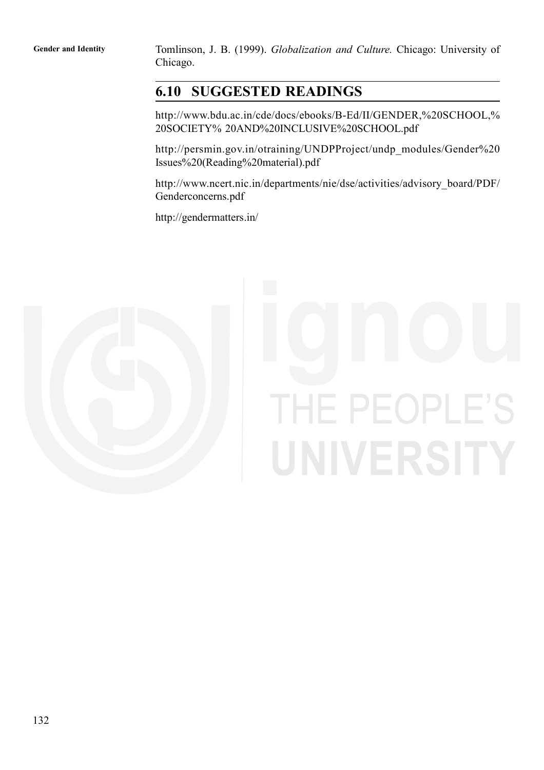Tomlinson, J. B. (1999). *Globalization and Culture.* Chicago: University of Chicago.

## 6.10 SUGGESTED READINGS

http://www.bdu.ac.in/cde/docs/ebooks/B-Ed/II/GENDER,%20SCHOOL,%20SOCIETY% 20AND%20INCLUSIVE%20SCHOOL.pdf

http://persmin.gov.in/otraining/UNDPProject/undp_modules/Gender%20Issues%20(Reading%20material).pdf

http://www.ncert.nic.in/departments/nie/dse/activities/advisory_board/PDF/Genderconcerns.pdf

http://gendermatters.in/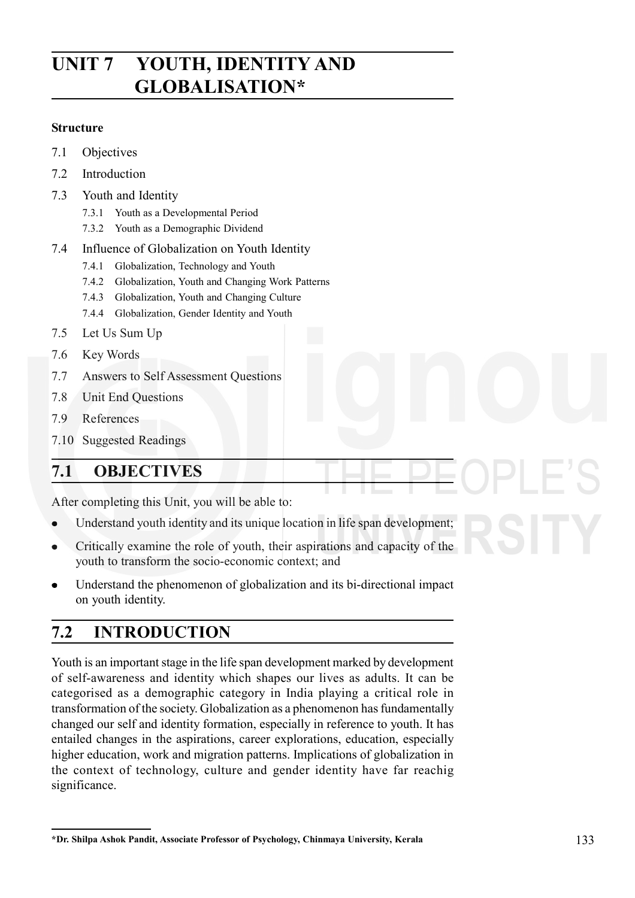# UNIT 7 YOUTH, IDENTITY AND GLOBALISATION*

**Structure**

7.1 Objectives

7.2 Introduction

7.3 Youth and Identity

- 7.3.1 Youth as a Developmental Period
- 7.3.2 Youth as a Demographic Dividend

7.4 Influence of Globalization on Youth Identity

- 7.4.1 Globalization, Technology and Youth
- 7.4.2 Globalization, Youth and Changing Work Patterns
- 7.4.3 Globalization, Youth and Changing Culture
- 7.4.4 Globalization, Gender Identity and Youth

7.5 Let Us Sum Up

7.6 Key Words

7.7 Answers to Self Assessment Questions

7.8 Unit End Questions

7.9 References

7.10 Suggested Readings

## 7.1 OBJECTIVES

After completing this Unit, you will be able to:

- Understand youth identity and its unique location in life span development;
- Critically examine the role of youth, their aspirations and capacity of the youth to transform the socio-economic context; and
- Understand the phenomenon of globalization and its bi-directional impact on youth identity.

## 7.2 INTRODUCTION

Youth is an important stage in the life span development marked by development of self-awareness and identity which shapes our lives as adults. It can be categorised as a demographic category in India playing a critical role in transformation of the society. Globalization as a phenomenon has fundamentally changed our self and identity formation, especially in reference to youth. It has entailed changes in the aspirations, career explorations, education, especially higher education, work and migration patterns. Implications of globalization in the context of technology, culture and gender identity have far reachig significance.

---

*Dr. Shilpa Ashok Pandit, Associate Professor of Psychology, Chinmaya University, Kerala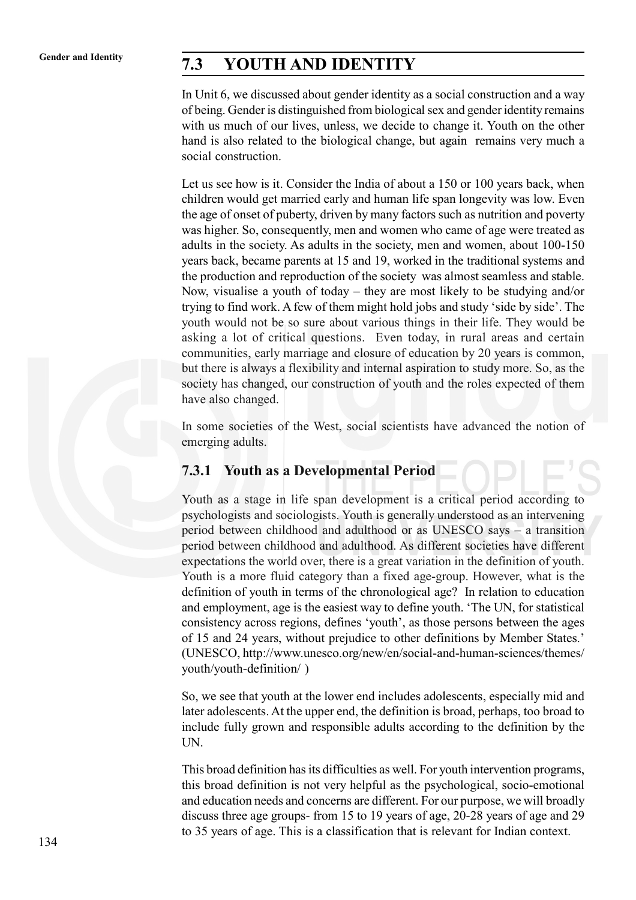## 7.3 YOUTH AND IDENTITY

In Unit 6, we discussed about gender identity as a social construction and a way of being. Gender is distinguished from biological sex and gender identity remains with us much of our lives, unless, we decide to change it. Youth on the other hand is also related to the biological change, but again remains very much a social construction.

Let us see how is it. Consider the India of about a 150 or 100 years back, when children would get married early and human life span longevity was low. Even the age of onset of puberty, driven by many factors such as nutrition and poverty was higher. So, consequently, men and women who came of age were treated as adults in the society. As adults in the society, men and women, about 100-150 years back, became parents at 15 and 19, worked in the traditional systems and the production and reproduction of the society was almost seamless and stable. Now, visualise a youth of today – they are most likely to be studying and/or trying to find work. A few of them might hold jobs and study 'side by side'. The youth would not be so sure about various things in their life. They would be asking a lot of critical questions. Even today, in rural areas and certain communities, early marriage and closure of education by 20 years is common, but there is always a flexibility and internal aspiration to study more. So, as the society has changed, our construction of youth and the roles expected of them have also changed.

In some societies of the West, social scientists have advanced the notion of emerging adults.

### 7.3.1 Youth as a Developmental Period

Youth as a stage in life span development is a critical period according to psychologists and sociologists. Youth is generally understood as an intervening period between childhood and adulthood or as UNESCO says – a transition period between childhood and adulthood. As different societies have different expectations the world over, there is a great variation in the definition of youth. Youth is a more fluid category than a fixed age-group. However, what is the definition of youth in terms of the chronological age? In relation to education and employment, age is the easiest way to define youth. 'The UN, for statistical consistency across regions, defines 'youth', as those persons between the ages of 15 and 24 years, without prejudice to other definitions by Member States.' (UNESCO, http://www.unesco.org/new/en/social-and-human-sciences/themes/youth/youth-definition/ )

So, we see that youth at the lower end includes adolescents, especially mid and later adolescents. At the upper end, the definition is broad, perhaps, too broad to include fully grown and responsible adults according to the definition by the UN.

This broad definition has its difficulties as well. For youth intervention programs, this broad definition is not very helpful as the psychological, socio-emotional and education needs and concerns are different. For our purpose, we will broadly discuss three age groups- from 15 to 19 years of age, 20-28 years of age and 29 to 35 years of age. This is a classification that is relevant for Indian context.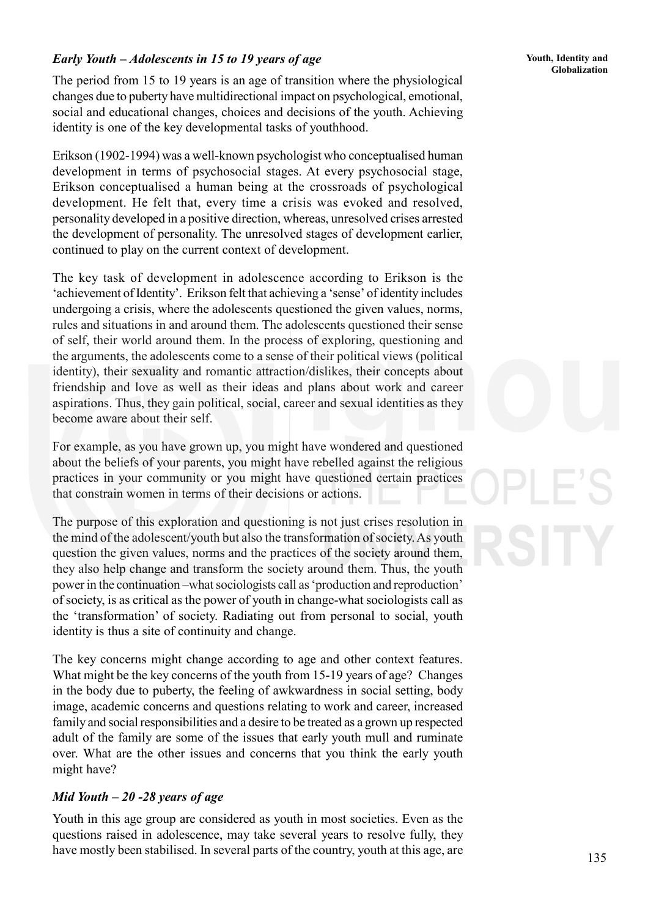### *Early Youth – Adolescents in 15 to 19 years of age*

The period from 15 to 19 years is an age of transition where the physiological changes due to puberty have multidirectional impact on psychological, emotional, social and educational changes, choices and decisions of the youth. Achieving identity is one of the key developmental tasks of youthhood.

Erikson (1902-1994) was a well-known psychologist who conceptualised human development in terms of psychosocial stages. At every psychosocial stage, Erikson conceptualised a human being at the crossroads of psychological development. He felt that, every time a crisis was evoked and resolved, personality developed in a positive direction, whereas, unresolved crises arrested the development of personality. The unresolved stages of development earlier, continued to play on the current context of development.

The key task of development in adolescence according to Erikson is the 'achievement of Identity'. Erikson felt that achieving a 'sense' of identity includes undergoing a crisis, where the adolescents questioned the given values, norms, rules and situations in and around them. The adolescents questioned their sense of self, their world around them. In the process of exploring, questioning and the arguments, the adolescents come to a sense of their political views (political identity), their sexuality and romantic attraction/dislikes, their concepts about friendship and love as well as their ideas and plans about work and career aspirations. Thus, they gain political, social, career and sexual identities as they become aware about their self.

For example, as you have grown up, you might have wondered and questioned about the beliefs of your parents, you might have rebelled against the religious practices in your community or you might have questioned certain practices that constrain women in terms of their decisions or actions.

The purpose of this exploration and questioning is not just crises resolution in the mind of the adolescent/youth but also the transformation of society. As youth question the given values, norms and the practices of the society around them, they also help change and transform the society around them. Thus, the youth power in the continuation –what sociologists call as 'production and reproduction' of society, is as critical as the power of youth in change-what sociologists call as the 'transformation' of society. Radiating out from personal to social, youth identity is thus a site of continuity and change.

The key concerns might change according to age and other context features. What might be the key concerns of the youth from 15-19 years of age? Changes in the body due to puberty, the feeling of awkwardness in social setting, body image, academic concerns and questions relating to work and career, increased family and social responsibilities and a desire to be treated as a grown up respected adult of the family are some of the issues that early youth mull and ruminate over. What are the other issues and concerns that you think the early youth might have?

### *Mid Youth – 20 -28 years of age*

Youth in this age group are considered as youth in most societies. Even as the questions raised in adolescence, may take several years to resolve fully, they have mostly been stabilised. In several parts of the country, youth at this age, are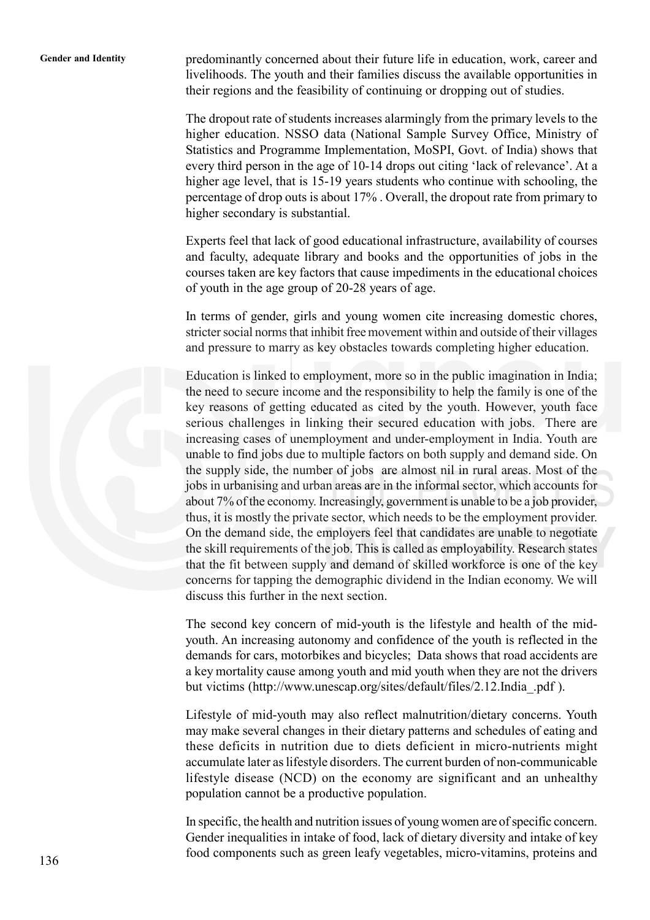predominantly concerned about their future life in education, work, career and livelihoods. The youth and their families discuss the available opportunities in their regions and the feasibility of continuing or dropping out of studies.

The dropout rate of students increases alarmingly from the primary levels to the higher education. NSSO data (National Sample Survey Office, Ministry of Statistics and Programme Implementation, MoSPI, Govt. of India) shows that every third person in the age of 10-14 drops out citing 'lack of relevance'. At a higher age level, that is 15-19 years students who continue with schooling, the percentage of drop outs is about 17% . Overall, the dropout rate from primary to higher secondary is substantial.

Experts feel that lack of good educational infrastructure, availability of courses and faculty, adequate library and books and the opportunities of jobs in the courses taken are key factors that cause impediments in the educational choices of youth in the age group of 20-28 years of age.

In terms of gender, girls and young women cite increasing domestic chores, stricter social norms that inhibit free movement within and outside of their villages and pressure to marry as key obstacles towards completing higher education.

Education is linked to employment, more so in the public imagination in India; the need to secure income and the responsibility to help the family is one of the key reasons of getting educated as cited by the youth. However, youth face serious challenges in linking their secured education with jobs. There are increasing cases of unemployment and under-employment in India. Youth are unable to find jobs due to multiple factors on both supply and demand side. On the supply side, the number of jobs are almost nil in rural areas. Most of the jobs in urbanising and urban areas are in the informal sector, which accounts for about 7% of the economy. Increasingly, government is unable to be a job provider, thus, it is mostly the private sector, which needs to be the employment provider. On the demand side, the employers feel that candidates are unable to negotiate the skill requirements of the job. This is called as employability. Research states that the fit between supply and demand of skilled workforce is one of the key concerns for tapping the demographic dividend in the Indian economy. We will discuss this further in the next section.

The second key concern of mid-youth is the lifestyle and health of the mid-youth. An increasing autonomy and confidence of the youth is reflected in the demands for cars, motorbikes and bicycles; Data shows that road accidents are a key mortality cause among youth and mid youth when they are not the drivers but victims (http://www.unescap.org/sites/default/files/2.12.India_.pdf ).

Lifestyle of mid-youth may also reflect malnutrition/dietary concerns. Youth may make several changes in their dietary patterns and schedules of eating and these deficits in nutrition due to diets deficient in micro-nutrients might accumulate later as lifestyle disorders. The current burden of non-communicable lifestyle disease (NCD) on the economy are significant and an unhealthy population cannot be a productive population.

In specific, the health and nutrition issues of young women are of specific concern. Gender inequalities in intake of food, lack of dietary diversity and intake of key food components such as green leafy vegetables, micro-vitamins, proteins and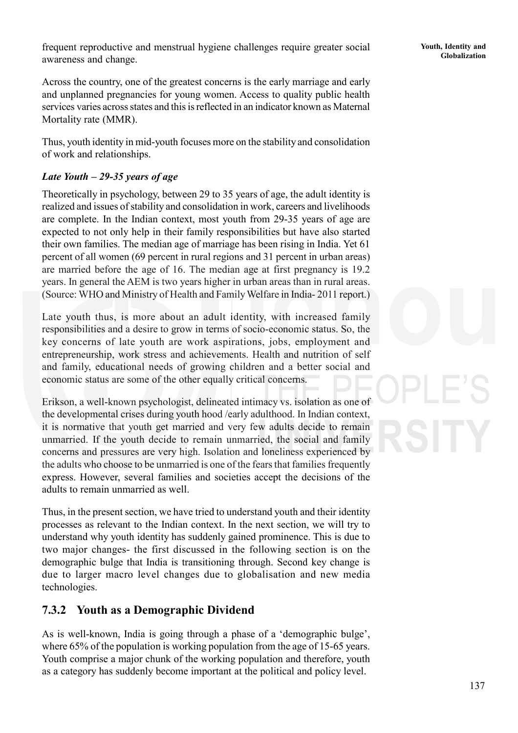frequent reproductive and menstrual hygiene challenges require greater social awareness and change.

Across the country, one of the greatest concerns is the early marriage and early and unplanned pregnancies for young women. Access to quality public health services varies across states and this is reflected in an indicator known as Maternal Mortality rate (MMR).

Thus, youth identity in mid-youth focuses more on the stability and consolidation of work and relationships.

***Late Youth – 29-35 years of age***

Theoretically in psychology, between 29 to 35 years of age, the adult identity is realized and issues of stability and consolidation in work, careers and livelihoods are complete. In the Indian context, most youth from 29-35 years of age are expected to not only help in their family responsibilities but have also started their own families. The median age of marriage has been rising in India. Yet 61 percent of all women (69 percent in rural regions and 31 percent in urban areas) are married before the age of 16. The median age at first pregnancy is 19.2 years. In general the AEM is two years higher in urban areas than in rural areas. (Source: WHO and Ministry of Health and Family Welfare in India- 2011 report.)

Late youth thus, is more about an adult identity, with increased family responsibilities and a desire to grow in terms of socio-economic status. So, the key concerns of late youth are work aspirations, jobs, employment and entrepreneurship, work stress and achievements. Health and nutrition of self and family, educational needs of growing children and a better social and economic status are some of the other equally critical concerns.

Erikson, a well-known psychologist, delineated intimacy vs. isolation as one of the developmental crises during youth hood /early adulthood. In Indian context, it is normative that youth get married and very few adults decide to remain unmarried. If the youth decide to remain unmarried, the social and family concerns and pressures are very high. Isolation and loneliness experienced by the adults who choose to be unmarried is one of the fears that families frequently express. However, several families and societies accept the decisions of the adults to remain unmarried as well.

Thus, in the present section, we have tried to understand youth and their identity processes as relevant to the Indian context. In the next section, we will try to understand why youth identity has suddenly gained prominence. This is due to two major changes- the first discussed in the following section is on the demographic bulge that India is transitioning through. Second key change is due to larger macro level changes due to globalisation and new media technologies.

### 7.3.2 Youth as a Demographic Dividend

As is well-known, India is going through a phase of a 'demographic bulge', where 65% of the population is working population from the age of 15-65 years. Youth comprise a major chunk of the working population and therefore, youth as a category has suddenly become important at the political and policy level.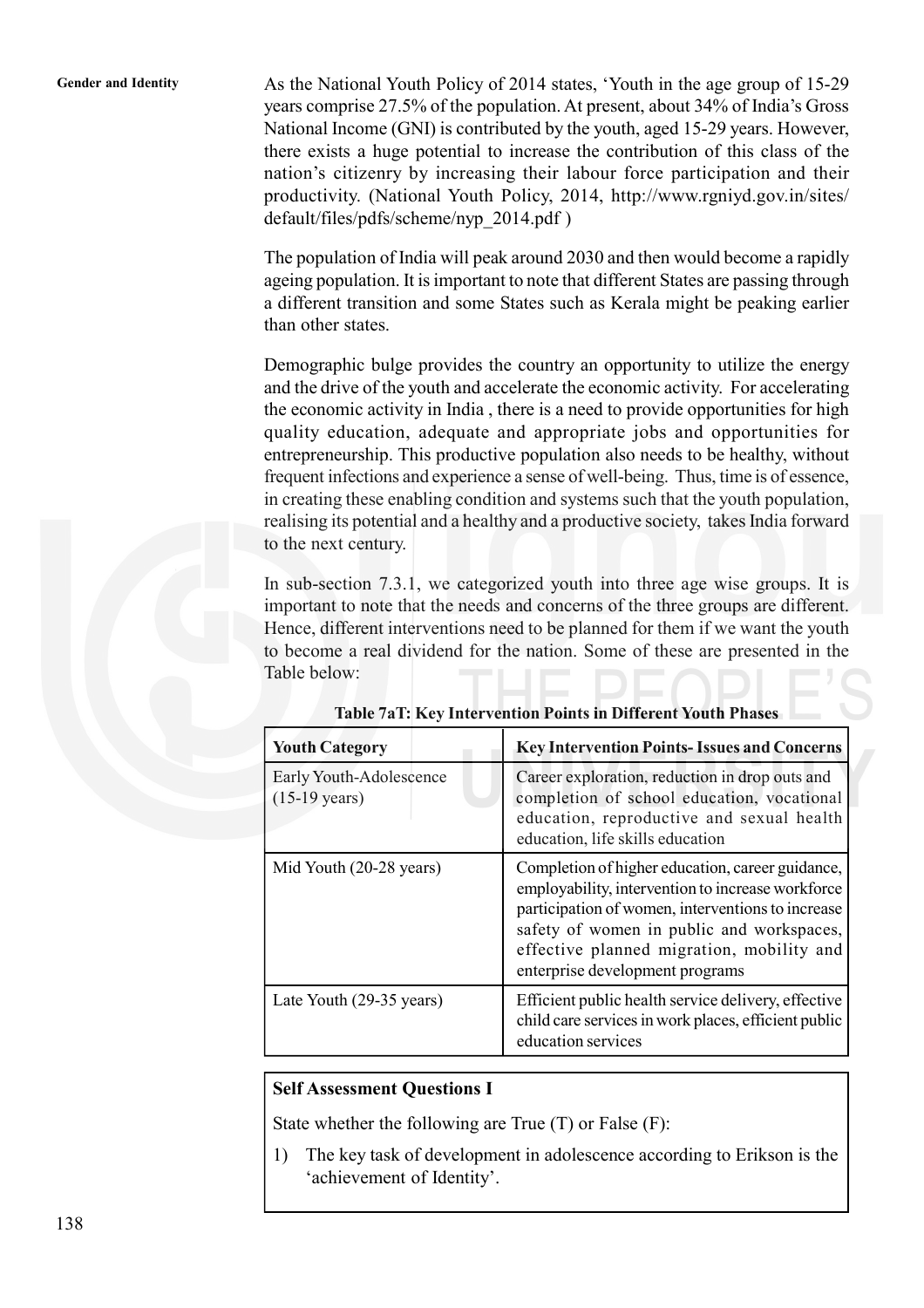As the National Youth Policy of 2014 states, 'Youth in the age group of 15-29 years comprise 27.5% of the population. At present, about 34% of India's Gross National Income (GNI) is contributed by the youth, aged 15-29 years. However, there exists a huge potential to increase the contribution of this class of the nation's citizenry by increasing their labour force participation and their productivity. (National Youth Policy, 2014, http://www.rgniyd.gov.in/sites/default/files/pdfs/scheme/nyp_2014.pdf )

The population of India will peak around 2030 and then would become a rapidly ageing population. It is important to note that different States are passing through a different transition and some States such as Kerala might be peaking earlier than other states.

Demographic bulge provides the country an opportunity to utilize the energy and the drive of the youth and accelerate the economic activity. For accelerating the economic activity in India , there is a need to provide opportunities for high quality education, adequate and appropriate jobs and opportunities for entrepreneurship. This productive population also needs to be healthy, without frequent infections and experience a sense of well-being. Thus, time is of essence, in creating these enabling condition and systems such that the youth population, realising its potential and a healthy and a productive society, takes India forward to the next century.

In sub-section 7.3.1, we categorized youth into three age wise groups. It is important to note that the needs and concerns of the three groups are different. Hence, different interventions need to be planned for them if we want the youth to become a real dividend for the nation. Some of these are presented in the Table below:

**Table 7aT: Key Intervention Points in Different Youth Phases**

| Youth Category | Key Intervention Points- Issues and Concerns |
| --- | --- |
| Early Youth-Adolescence (15-19 years) | Career exploration, reduction in drop outs and completion of school education, vocational education, reproductive and sexual health education, life skills education |
| Mid Youth (20-28 years) | Completion of higher education, career guidance, employability, intervention to increase workforce participation of women, interventions to increase safety of women in public and workspaces, effective planned migration, mobility and enterprise development programs |
| Late Youth (29-35 years) | Efficient public health service delivery, effective child care services in work places, efficient public education services |

**Self Assessment Questions I**

State whether the following are True (T) or False (F):

1) The key task of development in adolescence according to Erikson is the 'achievement of Identity'.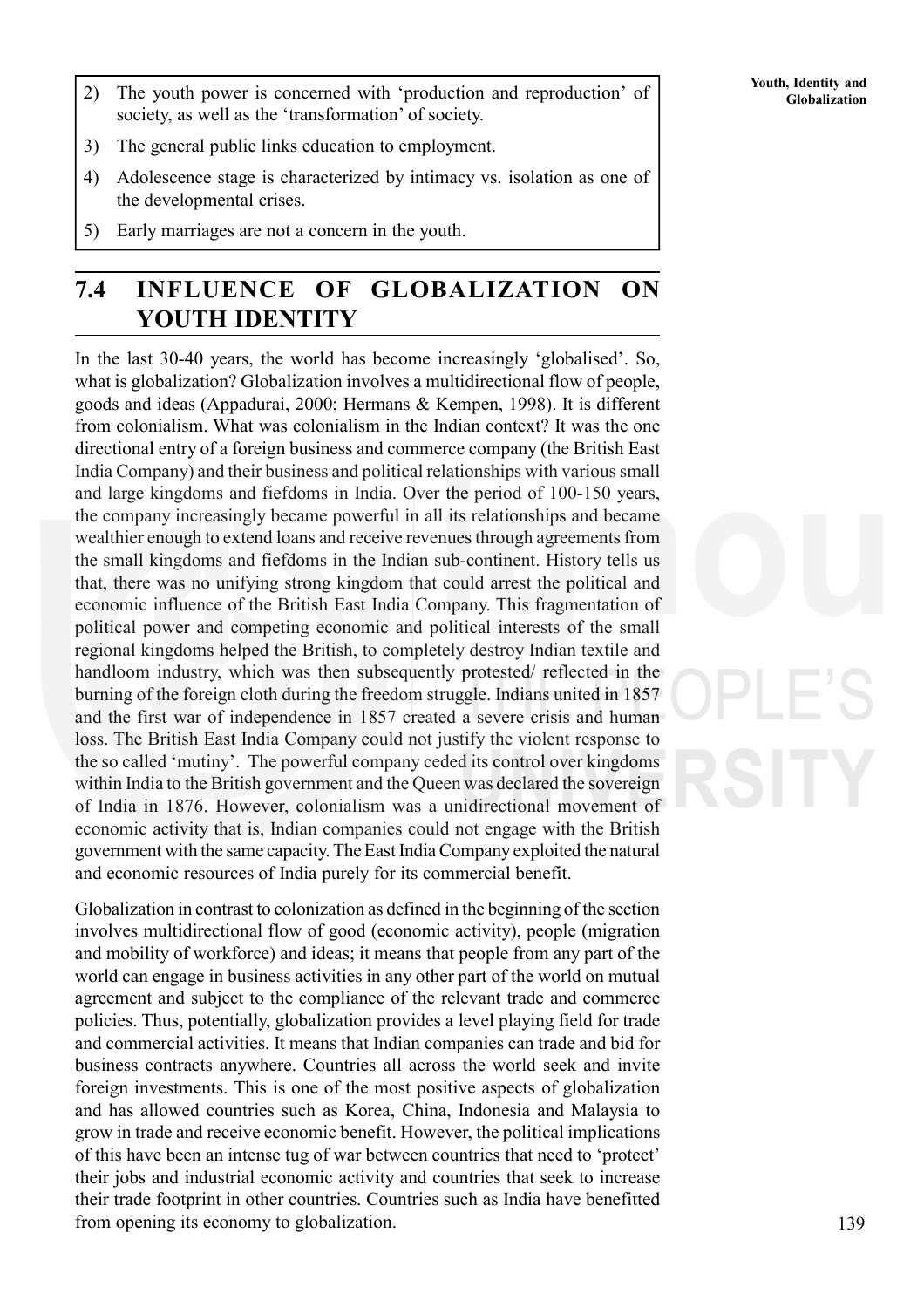2) The youth power is concerned with 'production and reproduction' of society, as well as the 'transformation' of society.
3) The general public links education to employment.
4) Adolescence stage is characterized by intimacy vs. isolation as one of the developmental crises.
5) Early marriages are not a concern in the youth.

## 7.4 INFLUENCE OF GLOBALIZATION ON YOUTH IDENTITY

In the last 30-40 years, the world has become increasingly 'globalised'. So, what is globalization? Globalization involves a multidirectional flow of people, goods and ideas (Appadurai, 2000; Hermans & Kempen, 1998). It is different from colonialism. What was colonialism in the Indian context? It was the one directional entry of a foreign business and commerce company (the British East India Company) and their business and political relationships with various small and large kingdoms and fiefdoms in India. Over the period of 100-150 years, the company increasingly became powerful in all its relationships and became wealthier enough to extend loans and receive revenues through agreements from the small kingdoms and fiefdoms in the Indian sub-continent. History tells us that, there was no unifying strong kingdom that could arrest the political and economic influence of the British East India Company. This fragmentation of political power and competing economic and political interests of the small regional kingdoms helped the British, to completely destroy Indian textile and handloom industry, which was then subsequently protested/ reflected in the burning of the foreign cloth during the freedom struggle. Indians united in 1857 and the first war of independence in 1857 created a severe crisis and human loss. The British East India Company could not justify the violent response to the so called 'mutiny'. The powerful company ceded its control over kingdoms within India to the British government and the Queen was declared the sovereign of India in 1876. However, colonialism was a unidirectional movement of economic activity that is, Indian companies could not engage with the British government with the same capacity. The East India Company exploited the natural and economic resources of India purely for its commercial benefit.

Globalization in contrast to colonization as defined in the beginning of the section involves multidirectional flow of good (economic activity), people (migration and mobility of workforce) and ideas; it means that people from any part of the world can engage in business activities in any other part of the world on mutual agreement and subject to the compliance of the relevant trade and commerce policies. Thus, potentially, globalization provides a level playing field for trade and commercial activities. It means that Indian companies can trade and bid for business contracts anywhere. Countries all across the world seek and invite foreign investments. This is one of the most positive aspects of globalization and has allowed countries such as Korea, China, Indonesia and Malaysia to grow in trade and receive economic benefit. However, the political implications of this have been an intense tug of war between countries that need to 'protect' their jobs and industrial economic activity and countries that seek to increase their trade footprint in other countries. Countries such as India have benefitted from opening its economy to globalization.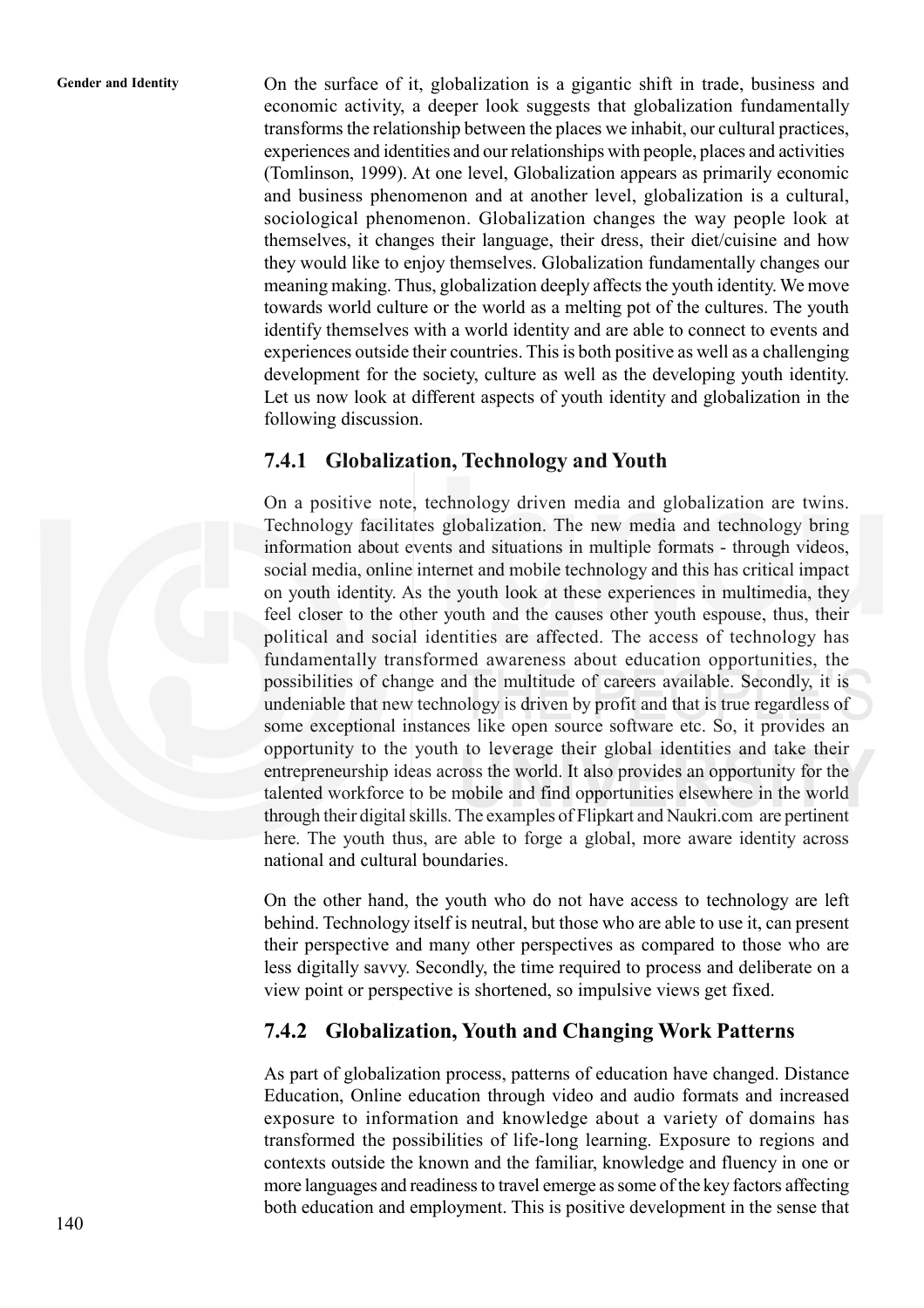On the surface of it, globalization is a gigantic shift in trade, business and economic activity, a deeper look suggests that globalization fundamentally transforms the relationship between the places we inhabit, our cultural practices, experiences and identities and our relationships with people, places and activities (Tomlinson, 1999). At one level, Globalization appears as primarily economic and business phenomenon and at another level, globalization is a cultural, sociological phenomenon. Globalization changes the way people look at themselves, it changes their language, their dress, their diet/cuisine and how they would like to enjoy themselves. Globalization fundamentally changes our meaning making. Thus, globalization deeply affects the youth identity. We move towards world culture or the world as a melting pot of the cultures. The youth identify themselves with a world identity and are able to connect to events and experiences outside their countries. This is both positive as well as a challenging development for the society, culture as well as the developing youth identity. Let us now look at different aspects of youth identity and globalization in the following discussion.

### 7.4.1 Globalization, Technology and Youth

On a positive note, technology driven media and globalization are twins. Technology facilitates globalization. The new media and technology bring information about events and situations in multiple formats - through videos, social media, online internet and mobile technology and this has critical impact on youth identity. As the youth look at these experiences in multimedia, they feel closer to the other youth and the causes other youth espouse, thus, their political and social identities are affected. The access of technology has fundamentally transformed awareness about education opportunities, the possibilities of change and the multitude of careers available. Secondly, it is undeniable that new technology is driven by profit and that is true regardless of some exceptional instances like open source software etc. So, it provides an opportunity to the youth to leverage their global identities and take their entrepreneurship ideas across the world. It also provides an opportunity for the talented workforce to be mobile and find opportunities elsewhere in the world through their digital skills. The examples of Flipkart and Naukri.com are pertinent here. The youth thus, are able to forge a global, more aware identity across national and cultural boundaries.

On the other hand, the youth who do not have access to technology are left behind. Technology itself is neutral, but those who are able to use it, can present their perspective and many other perspectives as compared to those who are less digitally savvy. Secondly, the time required to process and deliberate on a view point or perspective is shortened, so impulsive views get fixed.

### 7.4.2 Globalization, Youth and Changing Work Patterns

As part of globalization process, patterns of education have changed. Distance Education, Online education through video and audio formats and increased exposure to information and knowledge about a variety of domains has transformed the possibilities of life-long learning. Exposure to regions and contexts outside the known and the familiar, knowledge and fluency in one or more languages and readiness to travel emerge as some of the key factors affecting both education and employment. This is positive development in the sense that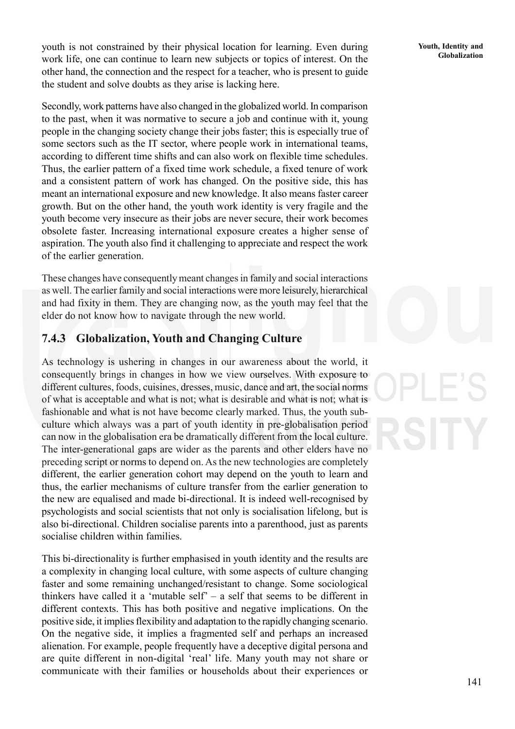youth is not constrained by their physical location for learning. Even during work life, one can continue to learn new subjects or topics of interest. On the other hand, the connection and the respect for a teacher, who is present to guide the student and solve doubts as they arise is lacking here.

Secondly, work patterns have also changed in the globalized world. In comparison to the past, when it was normative to secure a job and continue with it, young people in the changing society change their jobs faster; this is especially true of some sectors such as the IT sector, where people work in international teams, according to different time shifts and can also work on flexible time schedules. Thus, the earlier pattern of a fixed time work schedule, a fixed tenure of work and a consistent pattern of work has changed. On the positive side, this has meant an international exposure and new knowledge. It also means faster career growth. But on the other hand, the youth work identity is very fragile and the youth become very insecure as their jobs are never secure, their work becomes obsolete faster. Increasing international exposure creates a higher sense of aspiration. The youth also find it challenging to appreciate and respect the work of the earlier generation.

These changes have consequently meant changes in family and social interactions as well. The earlier family and social interactions were more leisurely, hierarchical and had fixity in them. They are changing now, as the youth may feel that the elder do not know how to navigate through the new world.

### 7.4.3 Globalization, Youth and Changing Culture

As technology is ushering in changes in our awareness about the world, it consequently brings in changes in how we view ourselves. With exposure to different cultures, foods, cuisines, dresses, music, dance and art, the social norms of what is acceptable and what is not; what is desirable and what is not; what is fashionable and what is not have become clearly marked. Thus, the youth sub-culture which always was a part of youth identity in pre-globalisation period can now in the globalisation era be dramatically different from the local culture. The inter-generational gaps are wider as the parents and other elders have no preceding script or norms to depend on. As the new technologies are completely different, the earlier generation cohort may depend on the youth to learn and thus, the earlier mechanisms of culture transfer from the earlier generation to the new are equalised and made bi-directional. It is indeed well-recognised by psychologists and social scientists that not only is socialisation lifelong, but is also bi-directional. Children socialise parents into a parenthood, just as parents socialise children within families.

This bi-directionality is further emphasised in youth identity and the results are a complexity in changing local culture, with some aspects of culture changing faster and some remaining unchanged/resistant to change. Some sociological thinkers have called it a 'mutable self' – a self that seems to be different in different contexts. This has both positive and negative implications. On the positive side, it implies flexibility and adaptation to the rapidly changing scenario. On the negative side, it implies a fragmented self and perhaps an increased alienation. For example, people frequently have a deceptive digital persona and are quite different in non-digital 'real' life. Many youth may not share or communicate with their families or households about their experiences or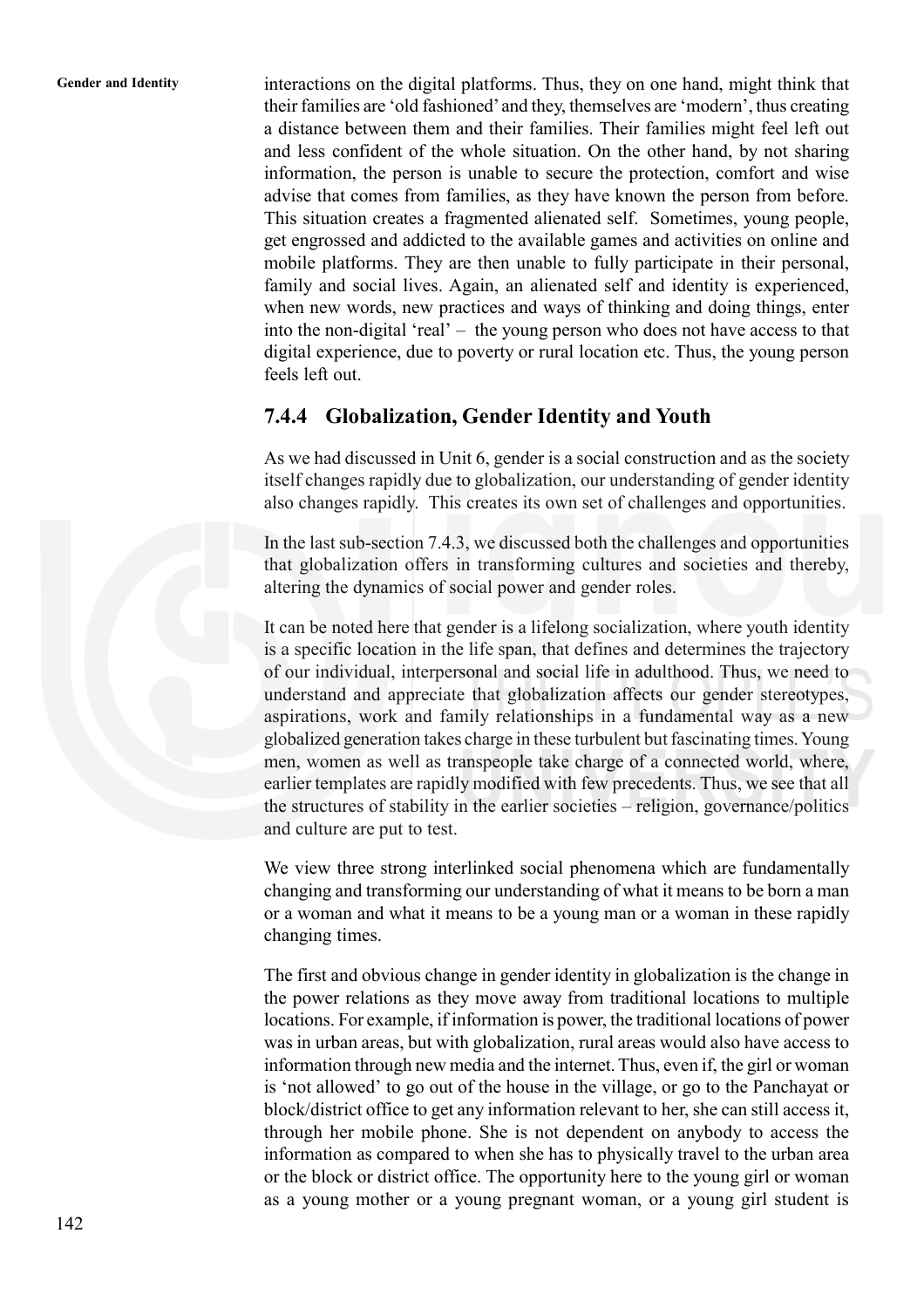interactions on the digital platforms. Thus, they on one hand, might think that their families are 'old fashioned' and they, themselves are 'modern', thus creating a distance between them and their families. Their families might feel left out and less confident of the whole situation. On the other hand, by not sharing information, the person is unable to secure the protection, comfort and wise advise that comes from families, as they have known the person from before. This situation creates a fragmented alienated self. Sometimes, young people, get engrossed and addicted to the available games and activities on online and mobile platforms. They are then unable to fully participate in their personal, family and social lives. Again, an alienated self and identity is experienced, when new words, new practices and ways of thinking and doing things, enter into the non-digital 'real' – the young person who does not have access to that digital experience, due to poverty or rural location etc. Thus, the young person feels left out.

### 7.4.4 Globalization, Gender Identity and Youth

As we had discussed in Unit 6, gender is a social construction and as the society itself changes rapidly due to globalization, our understanding of gender identity also changes rapidly. This creates its own set of challenges and opportunities.

In the last sub-section 7.4.3, we discussed both the challenges and opportunities that globalization offers in transforming cultures and societies and thereby, altering the dynamics of social power and gender roles.

It can be noted here that gender is a lifelong socialization, where youth identity is a specific location in the life span, that defines and determines the trajectory of our individual, interpersonal and social life in adulthood. Thus, we need to understand and appreciate that globalization affects our gender stereotypes, aspirations, work and family relationships in a fundamental way as a new globalized generation takes charge in these turbulent but fascinating times. Young men, women as well as transpeople take charge of a connected world, where, earlier templates are rapidly modified with few precedents. Thus, we see that all the structures of stability in the earlier societies – religion, governance/politics and culture are put to test.

We view three strong interlinked social phenomena which are fundamentally changing and transforming our understanding of what it means to be born a man or a woman and what it means to be a young man or a woman in these rapidly changing times.

The first and obvious change in gender identity in globalization is the change in the power relations as they move away from traditional locations to multiple locations. For example, if information is power, the traditional locations of power was in urban areas, but with globalization, rural areas would also have access to information through new media and the internet. Thus, even if, the girl or woman is 'not allowed' to go out of the house in the village, or go to the Panchayat or block/district office to get any information relevant to her, she can still access it, through her mobile phone. She is not dependent on anybody to access the information as compared to when she has to physically travel to the urban area or the block or district office. The opportunity here to the young girl or woman as a young mother or a young pregnant woman, or a young girl student is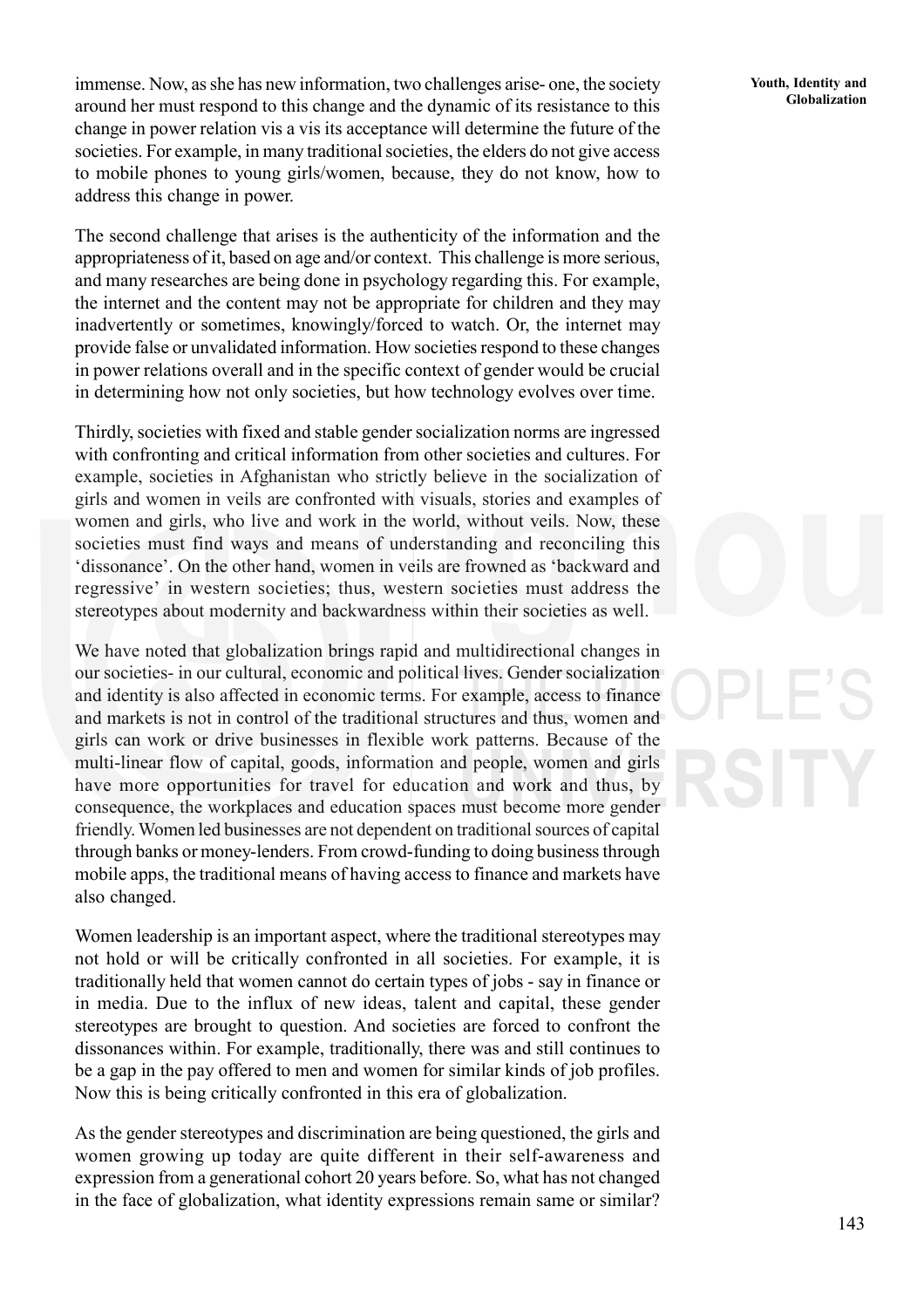immense. Now, as she has new information, two challenges arise- one, the society around her must respond to this change and the dynamic of its resistance to this change in power relation vis a vis its acceptance will determine the future of the societies. For example, in many traditional societies, the elders do not give access to mobile phones to young girls/women, because, they do not know, how to address this change in power.

The second challenge that arises is the authenticity of the information and the appropriateness of it, based on age and/or context. This challenge is more serious, and many researches are being done in psychology regarding this. For example, the internet and the content may not be appropriate for children and they may inadvertently or sometimes, knowingly/forced to watch. Or, the internet may provide false or unvalidated information. How societies respond to these changes in power relations overall and in the specific context of gender would be crucial in determining how not only societies, but how technology evolves over time.

Thirdly, societies with fixed and stable gender socialization norms are ingressed with confronting and critical information from other societies and cultures. For example, societies in Afghanistan who strictly believe in the socialization of girls and women in veils are confronted with visuals, stories and examples of women and girls, who live and work in the world, without veils. Now, these societies must find ways and means of understanding and reconciling this 'dissonance'. On the other hand, women in veils are frowned as 'backward and regressive' in western societies; thus, western societies must address the stereotypes about modernity and backwardness within their societies as well.

We have noted that globalization brings rapid and multidirectional changes in our societies- in our cultural, economic and political lives. Gender socialization and identity is also affected in economic terms. For example, access to finance and markets is not in control of the traditional structures and thus, women and girls can work or drive businesses in flexible work patterns. Because of the multi-linear flow of capital, goods, information and people, women and girls have more opportunities for travel for education and work and thus, by consequence, the workplaces and education spaces must become more gender friendly. Women led businesses are not dependent on traditional sources of capital through banks or money-lenders. From crowd-funding to doing business through mobile apps, the traditional means of having access to finance and markets have also changed.

Women leadership is an important aspect, where the traditional stereotypes may not hold or will be critically confronted in all societies. For example, it is traditionally held that women cannot do certain types of jobs - say in finance or in media. Due to the influx of new ideas, talent and capital, these gender stereotypes are brought to question. And societies are forced to confront the dissonances within. For example, traditionally, there was and still continues to be a gap in the pay offered to men and women for similar kinds of job profiles. Now this is being critically confronted in this era of globalization.

As the gender stereotypes and discrimination are being questioned, the girls and women growing up today are quite different in their self-awareness and expression from a generational cohort 20 years before. So, what has not changed in the face of globalization, what identity expressions remain same or similar?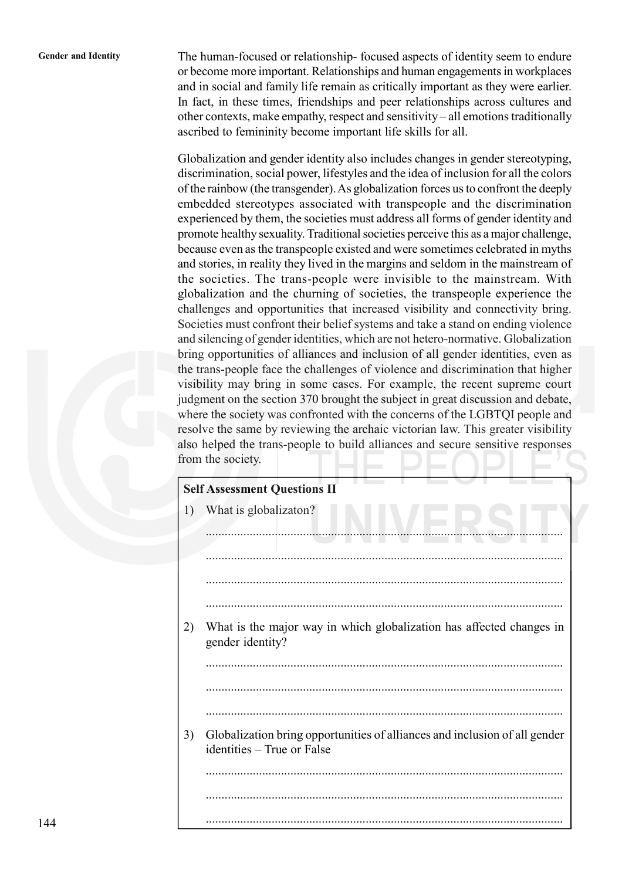The human-focused or relationship- focused aspects of identity seem to endure or become more important. Relationships and human engagements in workplaces and in social and family life remain as critically important as they were earlier. In fact, in these times, friendships and peer relationships across cultures and other contexts, make empathy, respect and sensitivity – all emotions traditionally ascribed to femininity become important life skills for all.

Globalization and gender identity also includes changes in gender stereotyping, discrimination, social power, lifestyles and the idea of inclusion for all the colors of the rainbow (the transgender). As globalization forces us to confront the deeply embedded stereotypes associated with transpeople and the discrimination experienced by them, the societies must address all forms of gender identity and promote healthy sexuality. Traditional societies perceive this as a major challenge, because even as the transpeople existed and were sometimes celebrated in myths and stories, in reality they lived in the margins and seldom in the mainstream of the societies. The trans-people were invisible to the mainstream. With globalization and the churning of societies, the transpeople experience the challenges and opportunities that increased visibility and connectivity bring. Societies must confront their belief systems and take a stand on ending violence and silencing of gender identities, which are not hetero-normative. Globalization bring opportunities of alliances and inclusion of all gender identities, even as the trans-people face the challenges of violence and discrimination that higher visibility may bring in some cases. For example, the recent supreme court judgment on the section 370 brought the subject in great discussion and debate, where the society was confronted with the concerns of the LGBTQI people and resolve the same by reviewing the archaic victorian law. This greater visibility also helped the trans-people to build alliances and secure sensitive responses from the society.

**Self Assessment Questions II**

1) What is globalizaton?

.................................................................................................................

.................................................................................................................

.................................................................................................................

.................................................................................................................

2) What is the major way in which globalization has affected changes in gender identity?

.................................................................................................................

.................................................................................................................

.................................................................................................................

3) Globalization bring opportunities of alliances and inclusion of all gender identities – True or False

.................................................................................................................

.................................................................................................................

.................................................................................................................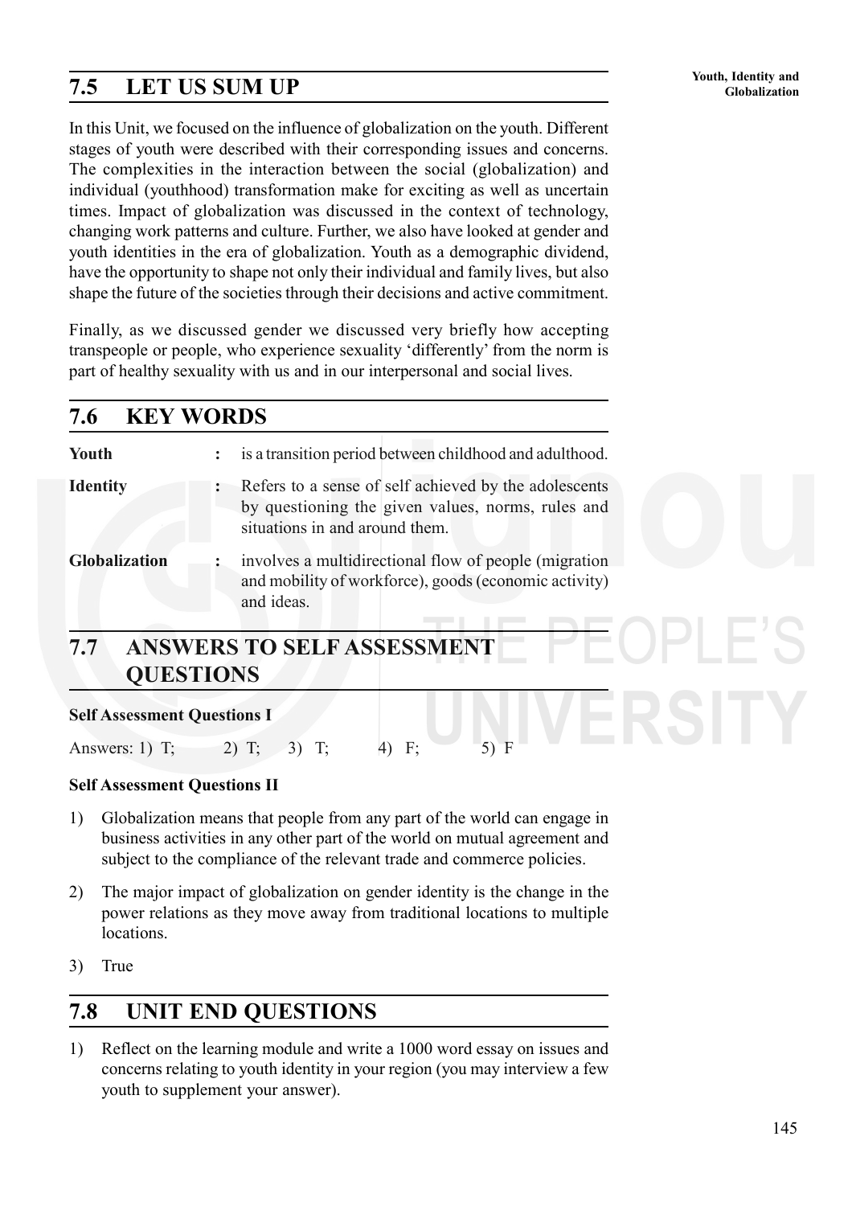## 7.5 LET US SUM UP

In this Unit, we focused on the influence of globalization on the youth. Different stages of youth were described with their corresponding issues and concerns. The complexities in the interaction between the social (globalization) and individual (youthhood) transformation make for exciting as well as uncertain times. Impact of globalization was discussed in the context of technology, changing work patterns and culture. Further, we also have looked at gender and youth identities in the era of globalization. Youth as a demographic dividend, have the opportunity to shape not only their individual and family lives, but also shape the future of the societies through their decisions and active commitment.

Finally, as we discussed gender we discussed very briefly how accepting transpeople or people, who experience sexuality 'differently' from the norm is part of healthy sexuality with us and in our interpersonal and social lives.

## 7.6 KEY WORDS

**Youth** : is a transition period between childhood and adulthood.

**Identity** : Refers to a sense of self achieved by the adolescents by questioning the given values, norms, rules and situations in and around them.

**Globalization** : involves a multidirectional flow of people (migration and mobility of workforce), goods (economic activity) and ideas.

## 7.7 ANSWERS TO SELF ASSESSMENT QUESTIONS

**Self Assessment Questions I**

Answers: 1) T; 2) T; 3) T; 4) F; 5) F

**Self Assessment Questions II**

1) Globalization means that people from any part of the world can engage in business activities in any other part of the world on mutual agreement and subject to the compliance of the relevant trade and commerce policies.

2) The major impact of globalization on gender identity is the change in the power relations as they move away from traditional locations to multiple locations.

3) True

## 7.8 UNIT END QUESTIONS

1) Reflect on the learning module and write a 1000 word essay on issues and concerns relating to youth identity in your region (you may interview a few youth to supplement your answer).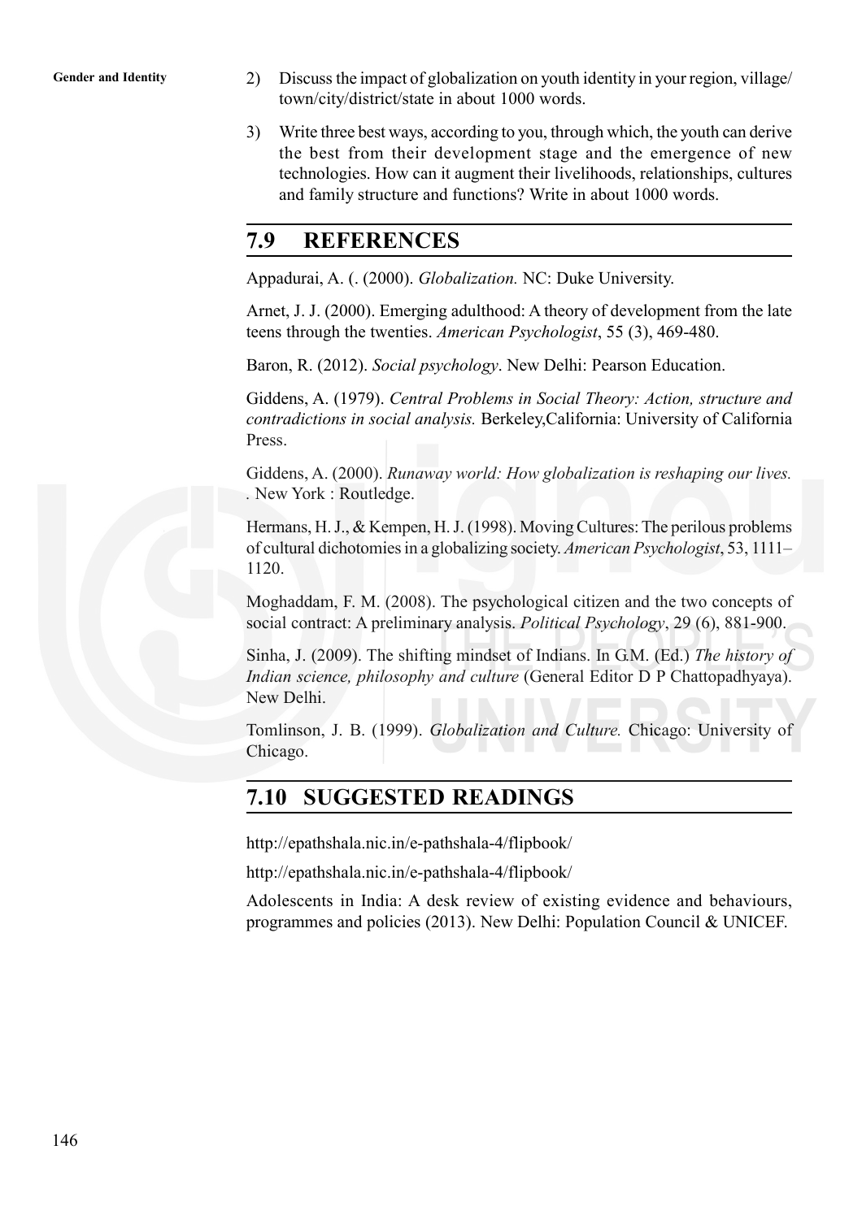2) Discuss the impact of globalization on youth identity in your region, village/ town/city/district/state in about 1000 words.

3) Write three best ways, according to you, through which, the youth can derive the best from their development stage and the emergence of new technologies. How can it augment their livelihoods, relationships, cultures and family structure and functions? Write in about 1000 words.

## 7.9 REFERENCES

Appadurai, A. (. (2000). *Globalization.* NC: Duke University.

Arnet, J. J. (2000). Emerging adulthood: A theory of development from the late teens through the twenties. *American Psychologist*, 55 (3), 469-480.

Baron, R. (2012). *Social psychology*. New Delhi: Pearson Education.

Giddens, A. (1979). *Central Problems in Social Theory: Action, structure and contradictions in social analysis.* Berkeley,California: University of California Press.

Giddens, A. (2000). *Runaway world: How globalization is reshaping our lives.* . New York : Routledge.

Hermans, H. J., & Kempen, H. J. (1998). Moving Cultures: The perilous problems of cultural dichotomies in a globalizing society. *American Psychologist*, 53, 1111–1120.

Moghaddam, F. M. (2008). The psychological citizen and the two concepts of social contract: A preliminary analysis. *Political Psychology*, 29 (6), 881-900.

Sinha, J. (2009). The shifting mindset of Indians. In G.M. (Ed.) *The history of Indian science, philosophy and culture* (General Editor D P Chattopadhyaya). New Delhi.

Tomlinson, J. B. (1999). *Globalization and Culture.* Chicago: University of Chicago.

## 7.10 SUGGESTED READINGS

http://epathshala.nic.in/e-pathshala-4/flipbook/

http://epathshala.nic.in/e-pathshala-4/flipbook/

Adolescents in India: A desk review of existing evidence and behaviours, programmes and policies (2013). New Delhi: Population Council & UNICEF.